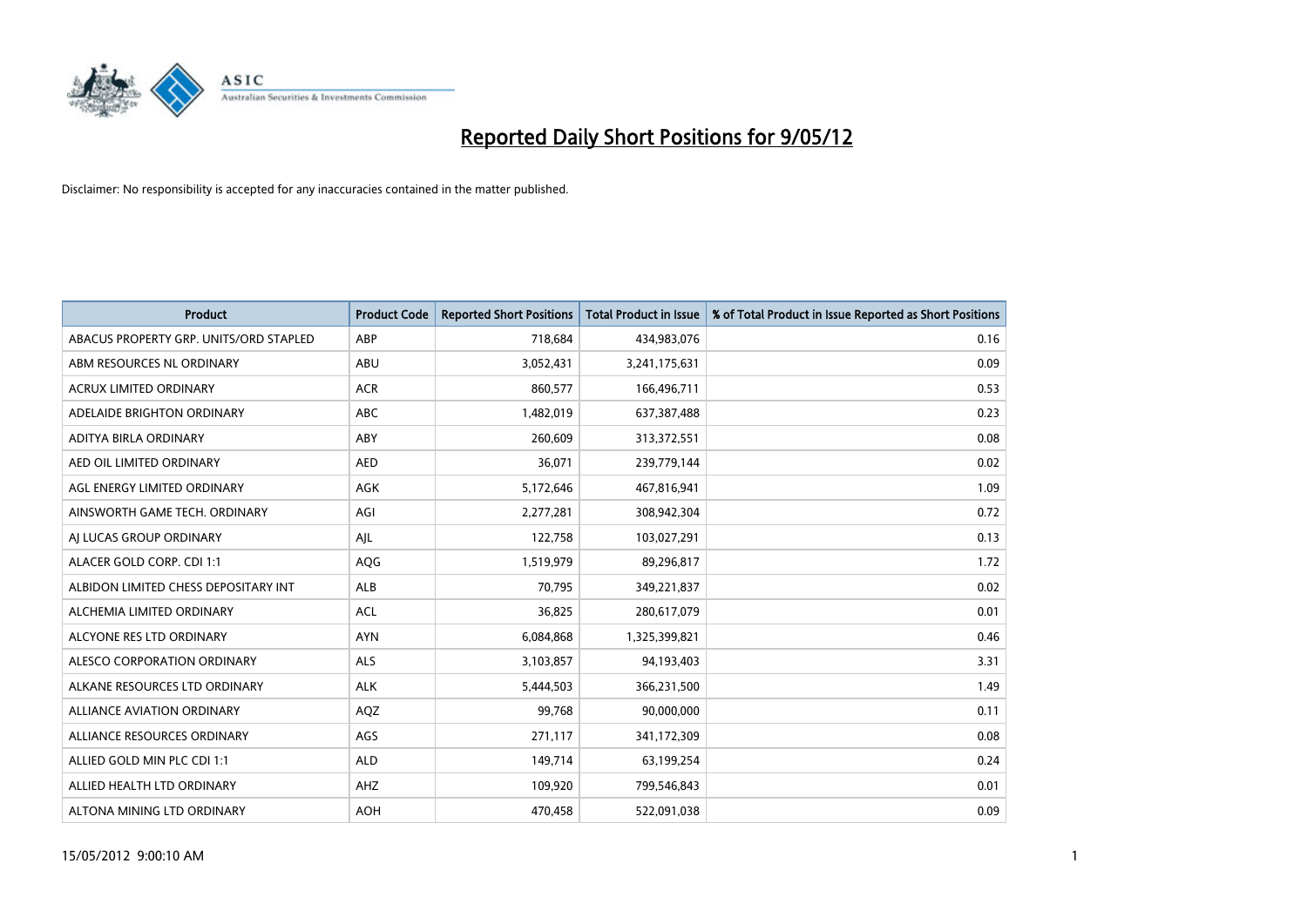# Reported Daily Short Positions for 9/05/12

Disclaimer: No responsibility is accepted for any inaccuracies contained in the matter published.

| Product | Product Code | Reported Short Positions | Total Product in Issue | % of Total Product in Issue Reported as Short Positions |
|---|---|---|---|---|
| ABACUS PROPERTY GRP. UNITS/ORD STAPLED | ABP | 718,684 | 434,983,076 | 0.16 |
| ABM RESOURCES NL ORDINARY | ABU | 3,052,431 | 3,241,175,631 | 0.09 |
| ACRUX LIMITED ORDINARY | ACR | 860,577 | 166,496,711 | 0.53 |
| ADELAIDE BRIGHTON ORDINARY | ABC | 1,482,019 | 637,387,488 | 0.23 |
| ADITYA BIRLA ORDINARY | ABY | 260,609 | 313,372,551 | 0.08 |
| AED OIL LIMITED ORDINARY | AED | 36,071 | 239,779,144 | 0.02 |
| AGL ENERGY LIMITED ORDINARY | AGK | 5,172,646 | 467,816,941 | 1.09 |
| AINSWORTH GAME TECH. ORDINARY | AGI | 2,277,281 | 308,942,304 | 0.72 |
| AJ LUCAS GROUP ORDINARY | AJL | 122,758 | 103,027,291 | 0.13 |
| ALACER GOLD CORP. CDI 1:1 | AQG | 1,519,979 | 89,296,817 | 1.72 |
| ALBIDON LIMITED CHESS DEPOSITARY INT | ALB | 70,795 | 349,221,837 | 0.02 |
| ALCHEMIA LIMITED ORDINARY | ACL | 36,825 | 280,617,079 | 0.01 |
| ALCYONE RES LTD ORDINARY | AYN | 6,084,868 | 1,325,399,821 | 0.46 |
| ALESCO CORPORATION ORDINARY | ALS | 3,103,857 | 94,193,403 | 3.31 |
| ALKANE RESOURCES LTD ORDINARY | ALK | 5,444,503 | 366,231,500 | 1.49 |
| ALLIANCE AVIATION ORDINARY | AQZ | 99,768 | 90,000,000 | 0.11 |
| ALLIANCE RESOURCES ORDINARY | AGS | 271,117 | 341,172,309 | 0.08 |
| ALLIED GOLD MIN PLC CDI 1:1 | ALD | 149,714 | 63,199,254 | 0.24 |
| ALLIED HEALTH LTD ORDINARY | AHZ | 109,920 | 799,546,843 | 0.01 |
| ALTONA MINING LTD ORDINARY | AOH | 470,458 | 522,091,038 | 0.09 |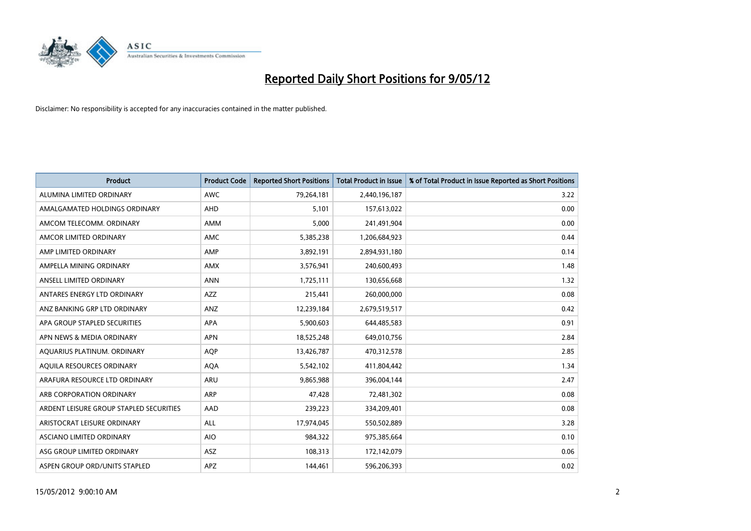# Reported Daily Short Positions for 9/05/12

Disclaimer: No responsibility is accepted for any inaccuracies contained in the matter published.

| Product | Product Code | Reported Short Positions | Total Product in Issue | % of Total Product in Issue Reported as Short Positions |
|---|---|---|---|---|
| ALUMINA LIMITED ORDINARY | AWC | 79,264,181 | 2,440,196,187 | 3.22 |
| AMALGAMATED HOLDINGS ORDINARY | AHD | 5,101 | 157,613,022 | 0.00 |
| AMCOM TELECOMM. ORDINARY | AMM | 5,000 | 241,491,904 | 0.00 |
| AMCOR LIMITED ORDINARY | AMC | 5,385,238 | 1,206,684,923 | 0.44 |
| AMP LIMITED ORDINARY | AMP | 3,892,191 | 2,894,931,180 | 0.14 |
| AMPELLA MINING ORDINARY | AMX | 3,576,941 | 240,600,493 | 1.48 |
| ANSELL LIMITED ORDINARY | ANN | 1,725,111 | 130,656,668 | 1.32 |
| ANTARES ENERGY LTD ORDINARY | AZZ | 215,441 | 260,000,000 | 0.08 |
| ANZ BANKING GRP LTD ORDINARY | ANZ | 12,239,184 | 2,679,519,517 | 0.42 |
| APA GROUP STAPLED SECURITIES | APA | 5,900,603 | 644,485,583 | 0.91 |
| APN NEWS & MEDIA ORDINARY | APN | 18,525,248 | 649,010,756 | 2.84 |
| AQUARIUS PLATINUM. ORDINARY | AQP | 13,426,787 | 470,312,578 | 2.85 |
| AQUILA RESOURCES ORDINARY | AQA | 5,542,102 | 411,804,442 | 1.34 |
| ARAFURA RESOURCE LTD ORDINARY | ARU | 9,865,988 | 396,004,144 | 2.47 |
| ARB CORPORATION ORDINARY | ARP | 47,428 | 72,481,302 | 0.08 |
| ARDENT LEISURE GROUP STAPLED SECURITIES | AAD | 239,223 | 334,209,401 | 0.08 |
| ARISTOCRAT LEISURE ORDINARY | ALL | 17,974,045 | 550,502,889 | 3.28 |
| ASCIANO LIMITED ORDINARY | AIO | 984,322 | 975,385,664 | 0.10 |
| ASG GROUP LIMITED ORDINARY | ASZ | 108,313 | 172,142,079 | 0.06 |
| ASPEN GROUP ORD/UNITS STAPLED | APZ | 144,461 | 596,206,393 | 0.02 |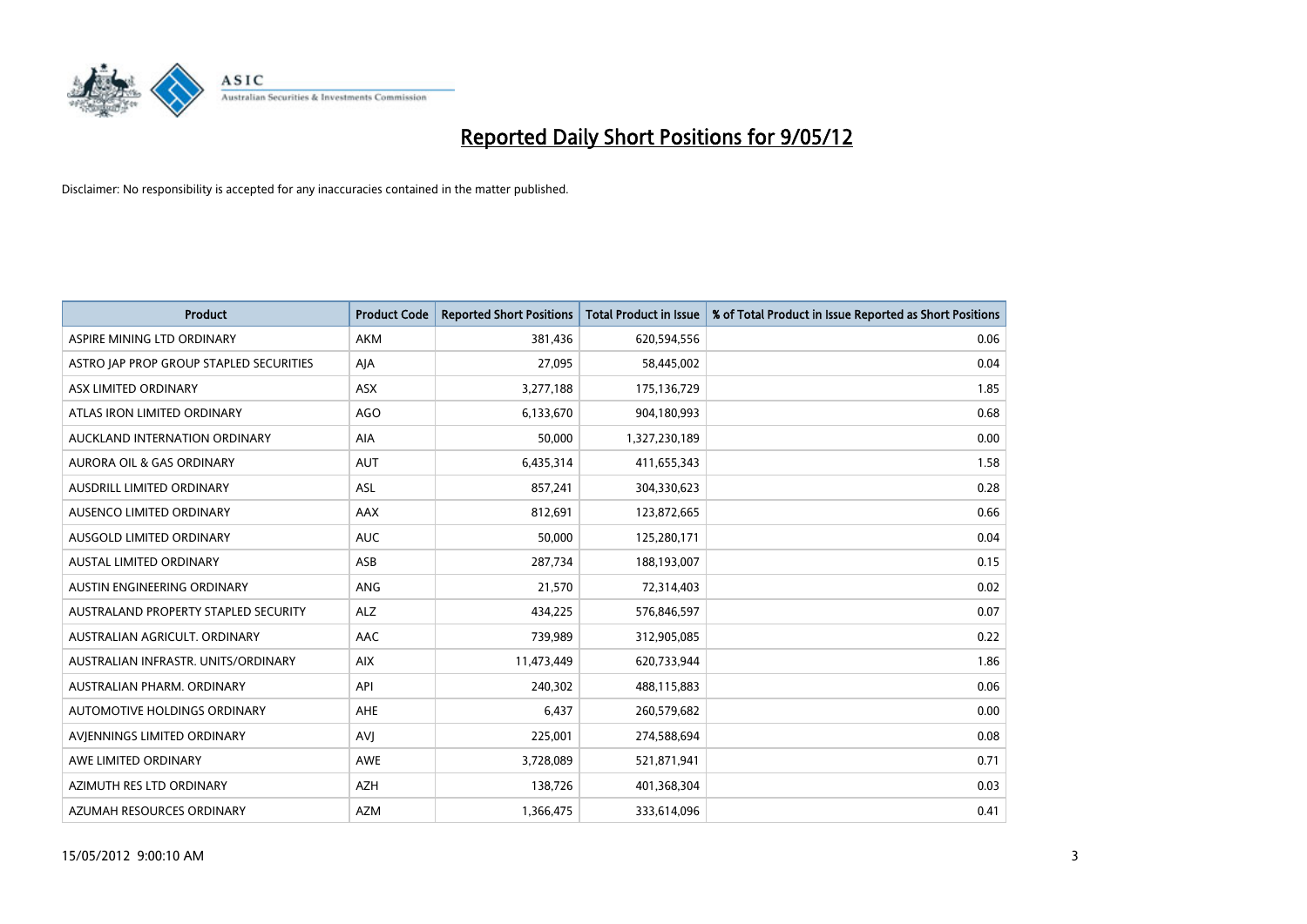# Reported Daily Short Positions for 9/05/12

Disclaimer: No responsibility is accepted for any inaccuracies contained in the matter published.

| Product | Product Code | Reported Short Positions | Total Product in Issue | % of Total Product in Issue Reported as Short Positions |
|---|---|---|---|---|
| ASPIRE MINING LTD ORDINARY | AKM | 381,436 | 620,594,556 | 0.06 |
| ASTRO JAP PROP GROUP STAPLED SECURITIES | AJA | 27,095 | 58,445,002 | 0.04 |
| ASX LIMITED ORDINARY | ASX | 3,277,188 | 175,136,729 | 1.85 |
| ATLAS IRON LIMITED ORDINARY | AGO | 6,133,670 | 904,180,993 | 0.68 |
| AUCKLAND INTERNATION ORDINARY | AIA | 50,000 | 1,327,230,189 | 0.00 |
| AURORA OIL & GAS ORDINARY | AUT | 6,435,314 | 411,655,343 | 1.58 |
| AUSDRILL LIMITED ORDINARY | ASL | 857,241 | 304,330,623 | 0.28 |
| AUSENCO LIMITED ORDINARY | AAX | 812,691 | 123,872,665 | 0.66 |
| AUSGOLD LIMITED ORDINARY | AUC | 50,000 | 125,280,171 | 0.04 |
| AUSTAL LIMITED ORDINARY | ASB | 287,734 | 188,193,007 | 0.15 |
| AUSTIN ENGINEERING ORDINARY | ANG | 21,570 | 72,314,403 | 0.02 |
| AUSTRALAND PROPERTY STAPLED SECURITY | ALZ | 434,225 | 576,846,597 | 0.07 |
| AUSTRALIAN AGRICULT. ORDINARY | AAC | 739,989 | 312,905,085 | 0.22 |
| AUSTRALIAN INFRASTR. UNITS/ORDINARY | AIX | 11,473,449 | 620,733,944 | 1.86 |
| AUSTRALIAN PHARM. ORDINARY | API | 240,302 | 488,115,883 | 0.06 |
| AUTOMOTIVE HOLDINGS ORDINARY | AHE | 6,437 | 260,579,682 | 0.00 |
| AVJENNINGS LIMITED ORDINARY | AVJ | 225,001 | 274,588,694 | 0.08 |
| AWE LIMITED ORDINARY | AWE | 3,728,089 | 521,871,941 | 0.71 |
| AZIMUTH RES LTD ORDINARY | AZH | 138,726 | 401,368,304 | 0.03 |
| AZUMAH RESOURCES ORDINARY | AZM | 1,366,475 | 333,614,096 | 0.41 |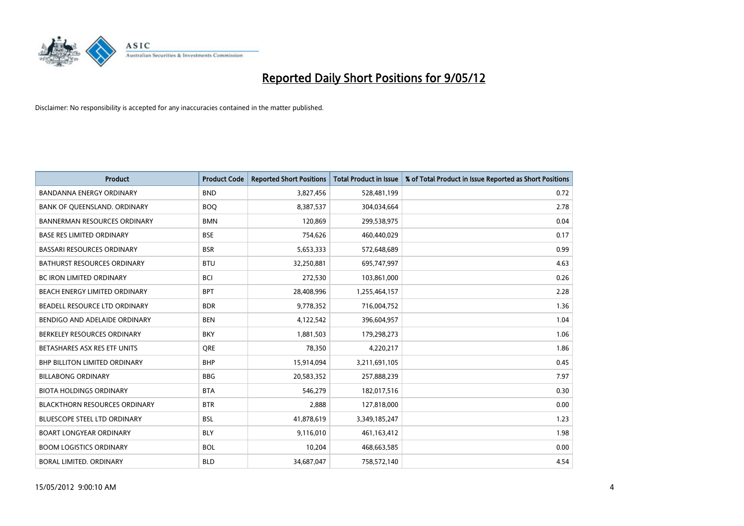# Reported Daily Short Positions for 9/05/12

Disclaimer: No responsibility is accepted for any inaccuracies contained in the matter published.

| Product | Product Code | Reported Short Positions | Total Product in Issue | % of Total Product in Issue Reported as Short Positions |
|---|---|---|---|---|
| BANDANNA ENERGY ORDINARY | BND | 3,827,456 | 528,481,199 | 0.72 |
| BANK OF QUEENSLAND. ORDINARY | BOQ | 8,387,537 | 304,034,664 | 2.78 |
| BANNERMAN RESOURCES ORDINARY | BMN | 120,869 | 299,538,975 | 0.04 |
| BASE RES LIMITED ORDINARY | BSE | 754,626 | 460,440,029 | 0.17 |
| BASSARI RESOURCES ORDINARY | BSR | 5,653,333 | 572,648,689 | 0.99 |
| BATHURST RESOURCES ORDINARY | BTU | 32,250,881 | 695,747,997 | 4.63 |
| BC IRON LIMITED ORDINARY | BCI | 272,530 | 103,861,000 | 0.26 |
| BEACH ENERGY LIMITED ORDINARY | BPT | 28,408,996 | 1,255,464,157 | 2.28 |
| BEADELL RESOURCE LTD ORDINARY | BDR | 9,778,352 | 716,004,752 | 1.36 |
| BENDIGO AND ADELAIDE ORDINARY | BEN | 4,122,542 | 396,604,957 | 1.04 |
| BERKELEY RESOURCES ORDINARY | BKY | 1,881,503 | 179,298,273 | 1.06 |
| BETASHARES ASX RES ETF UNITS | QRE | 78,350 | 4,220,217 | 1.86 |
| BHP BILLITON LIMITED ORDINARY | BHP | 15,914,094 | 3,211,691,105 | 0.45 |
| BILLABONG ORDINARY | BBG | 20,583,352 | 257,888,239 | 7.97 |
| BIOTA HOLDINGS ORDINARY | BTA | 546,279 | 182,017,516 | 0.30 |
| BLACKTHORN RESOURCES ORDINARY | BTR | 2,888 | 127,818,000 | 0.00 |
| BLUESCOPE STEEL LTD ORDINARY | BSL | 41,878,619 | 3,349,185,247 | 1.23 |
| BOART LONGYEAR ORDINARY | BLY | 9,116,010 | 461,163,412 | 1.98 |
| BOOM LOGISTICS ORDINARY | BOL | 10,204 | 468,663,585 | 0.00 |
| BORAL LIMITED. ORDINARY | BLD | 34,687,047 | 758,572,140 | 4.54 |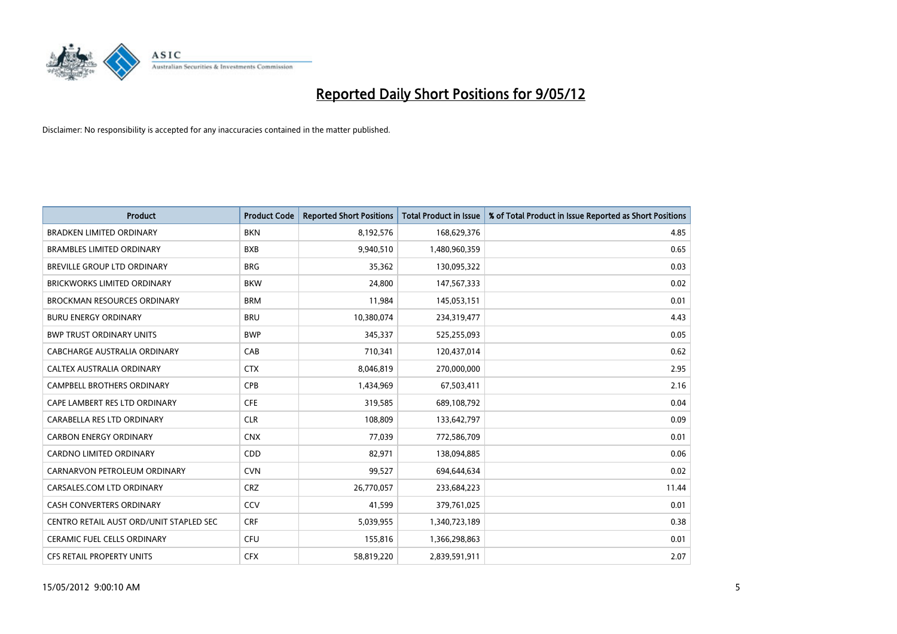# Reported Daily Short Positions for 9/05/12

Disclaimer: No responsibility is accepted for any inaccuracies contained in the matter published.

| Product | Product Code | Reported Short Positions | Total Product in Issue | % of Total Product in Issue Reported as Short Positions |
|---|---|---|---|---|
| BRADKEN LIMITED ORDINARY | BKN | 8,192,576 | 168,629,376 | 4.85 |
| BRAMBLES LIMITED ORDINARY | BXB | 9,940,510 | 1,480,960,359 | 0.65 |
| BREVILLE GROUP LTD ORDINARY | BRG | 35,362 | 130,095,322 | 0.03 |
| BRICKWORKS LIMITED ORDINARY | BKW | 24,800 | 147,567,333 | 0.02 |
| BROCKMAN RESOURCES ORDINARY | BRM | 11,984 | 145,053,151 | 0.01 |
| BURU ENERGY ORDINARY | BRU | 10,380,074 | 234,319,477 | 4.43 |
| BWP TRUST ORDINARY UNITS | BWP | 345,337 | 525,255,093 | 0.05 |
| CABCHARGE AUSTRALIA ORDINARY | CAB | 710,341 | 120,437,014 | 0.62 |
| CALTEX AUSTRALIA ORDINARY | CTX | 8,046,819 | 270,000,000 | 2.95 |
| CAMPBELL BROTHERS ORDINARY | CPB | 1,434,969 | 67,503,411 | 2.16 |
| CAPE LAMBERT RES LTD ORDINARY | CFE | 319,585 | 689,108,792 | 0.04 |
| CARABELLA RES LTD ORDINARY | CLR | 108,809 | 133,642,797 | 0.09 |
| CARBON ENERGY ORDINARY | CNX | 77,039 | 772,586,709 | 0.01 |
| CARDNO LIMITED ORDINARY | CDD | 82,971 | 138,094,885 | 0.06 |
| CARNARVON PETROLEUM ORDINARY | CVN | 99,527 | 694,644,634 | 0.02 |
| CARSALES.COM LTD ORDINARY | CRZ | 26,770,057 | 233,684,223 | 11.44 |
| CASH CONVERTERS ORDINARY | CCV | 41,599 | 379,761,025 | 0.01 |
| CENTRO RETAIL AUST ORD/UNIT STAPLED SEC | CRF | 5,039,955 | 1,340,723,189 | 0.38 |
| CERAMIC FUEL CELLS ORDINARY | CFU | 155,816 | 1,366,298,863 | 0.01 |
| CFS RETAIL PROPERTY UNITS | CFX | 58,819,220 | 2,839,591,911 | 2.07 |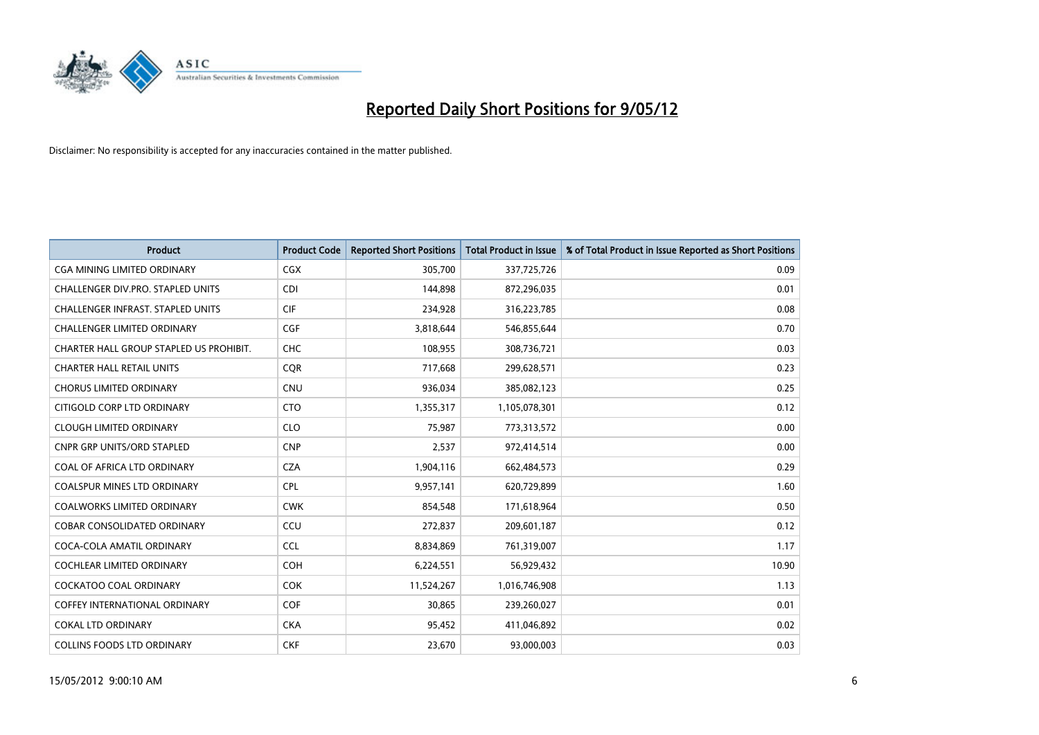# Reported Daily Short Positions for 9/05/12

Disclaimer: No responsibility is accepted for any inaccuracies contained in the matter published.

| Product | Product Code | Reported Short Positions | Total Product in Issue | % of Total Product in Issue Reported as Short Positions |
|---|---|---|---|---|
| CGA MINING LIMITED ORDINARY | CGX | 305,700 | 337,725,726 | 0.09 |
| CHALLENGER DIV.PRO. STAPLED UNITS | CDI | 144,898 | 872,296,035 | 0.01 |
| CHALLENGER INFRAST. STAPLED UNITS | CIF | 234,928 | 316,223,785 | 0.08 |
| CHALLENGER LIMITED ORDINARY | CGF | 3,818,644 | 546,855,644 | 0.70 |
| CHARTER HALL GROUP STAPLED US PROHIBIT. | CHC | 108,955 | 308,736,721 | 0.03 |
| CHARTER HALL RETAIL UNITS | CQR | 717,668 | 299,628,571 | 0.23 |
| CHORUS LIMITED ORDINARY | CNU | 936,034 | 385,082,123 | 0.25 |
| CITIGOLD CORP LTD ORDINARY | CTO | 1,355,317 | 1,105,078,301 | 0.12 |
| CLOUGH LIMITED ORDINARY | CLO | 75,987 | 773,313,572 | 0.00 |
| CNPR GRP UNITS/ORD STAPLED | CNP | 2,537 | 972,414,514 | 0.00 |
| COAL OF AFRICA LTD ORDINARY | CZA | 1,904,116 | 662,484,573 | 0.29 |
| COALSPUR MINES LTD ORDINARY | CPL | 9,957,141 | 620,729,899 | 1.60 |
| COALWORKS LIMITED ORDINARY | CWK | 854,548 | 171,618,964 | 0.50 |
| COBAR CONSOLIDATED ORDINARY | CCU | 272,837 | 209,601,187 | 0.12 |
| COCA-COLA AMATIL ORDINARY | CCL | 8,834,869 | 761,319,007 | 1.17 |
| COCHLEAR LIMITED ORDINARY | COH | 6,224,551 | 56,929,432 | 10.90 |
| COCKATOO COAL ORDINARY | COK | 11,524,267 | 1,016,746,908 | 1.13 |
| COFFEY INTERNATIONAL ORDINARY | COF | 30,865 | 239,260,027 | 0.01 |
| COKAL LTD ORDINARY | CKA | 95,452 | 411,046,892 | 0.02 |
| COLLINS FOODS LTD ORDINARY | CKF | 23,670 | 93,000,003 | 0.03 |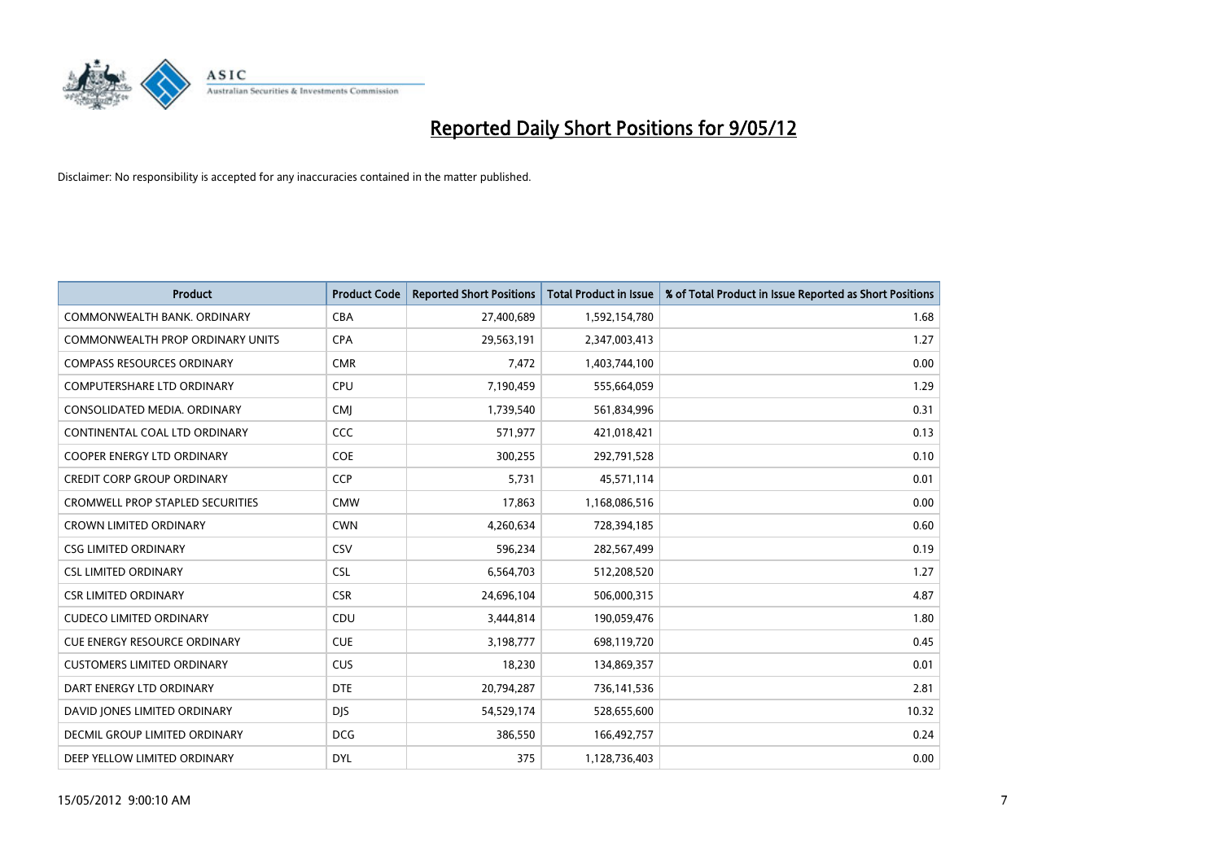# Reported Daily Short Positions for 9/05/12

Disclaimer: No responsibility is accepted for any inaccuracies contained in the matter published.

| Product | Product Code | Reported Short Positions | Total Product in Issue | % of Total Product in Issue Reported as Short Positions |
|---|---|---|---|---|
| COMMONWEALTH BANK. ORDINARY | CBA | 27,400,689 | 1,592,154,780 | 1.68 |
| COMMONWEALTH PROP ORDINARY UNITS | CPA | 29,563,191 | 2,347,003,413 | 1.27 |
| COMPASS RESOURCES ORDINARY | CMR | 7,472 | 1,403,744,100 | 0.00 |
| COMPUTERSHARE LTD ORDINARY | CPU | 7,190,459 | 555,664,059 | 1.29 |
| CONSOLIDATED MEDIA. ORDINARY | CMJ | 1,739,540 | 561,834,996 | 0.31 |
| CONTINENTAL COAL LTD ORDINARY | CCC | 571,977 | 421,018,421 | 0.13 |
| COOPER ENERGY LTD ORDINARY | COE | 300,255 | 292,791,528 | 0.10 |
| CREDIT CORP GROUP ORDINARY | CCP | 5,731 | 45,571,114 | 0.01 |
| CROMWELL PROP STAPLED SECURITIES | CMW | 17,863 | 1,168,086,516 | 0.00 |
| CROWN LIMITED ORDINARY | CWN | 4,260,634 | 728,394,185 | 0.60 |
| CSG LIMITED ORDINARY | CSV | 596,234 | 282,567,499 | 0.19 |
| CSL LIMITED ORDINARY | CSL | 6,564,703 | 512,208,520 | 1.27 |
| CSR LIMITED ORDINARY | CSR | 24,696,104 | 506,000,315 | 4.87 |
| CUDECO LIMITED ORDINARY | CDU | 3,444,814 | 190,059,476 | 1.80 |
| CUE ENERGY RESOURCE ORDINARY | CUE | 3,198,777 | 698,119,720 | 0.45 |
| CUSTOMERS LIMITED ORDINARY | CUS | 18,230 | 134,869,357 | 0.01 |
| DART ENERGY LTD ORDINARY | DTE | 20,794,287 | 736,141,536 | 2.81 |
| DAVID JONES LIMITED ORDINARY | DJS | 54,529,174 | 528,655,600 | 10.32 |
| DECMIL GROUP LIMITED ORDINARY | DCG | 386,550 | 166,492,757 | 0.24 |
| DEEP YELLOW LIMITED ORDINARY | DYL | 375 | 1,128,736,403 | 0.00 |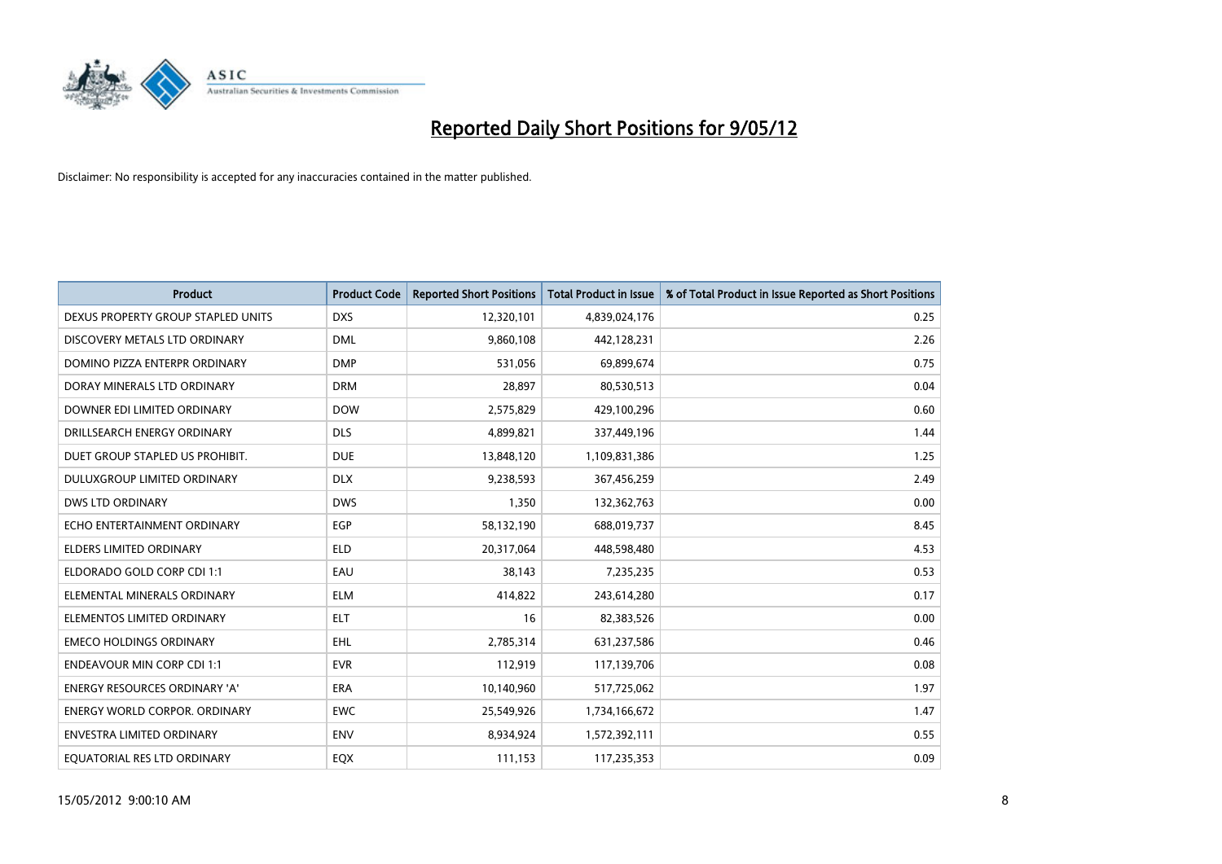# Reported Daily Short Positions for 9/05/12

Disclaimer: No responsibility is accepted for any inaccuracies contained in the matter published.

| Product | Product Code | Reported Short Positions | Total Product in Issue | % of Total Product in Issue Reported as Short Positions |
|---|---|---|---|---|
| DEXUS PROPERTY GROUP STAPLED UNITS | DXS | 12,320,101 | 4,839,024,176 | 0.25 |
| DISCOVERY METALS LTD ORDINARY | DML | 9,860,108 | 442,128,231 | 2.26 |
| DOMINO PIZZA ENTERPR ORDINARY | DMP | 531,056 | 69,899,674 | 0.75 |
| DORAY MINERALS LTD ORDINARY | DRM | 28,897 | 80,530,513 | 0.04 |
| DOWNER EDI LIMITED ORDINARY | DOW | 2,575,829 | 429,100,296 | 0.60 |
| DRILLSEARCH ENERGY ORDINARY | DLS | 4,899,821 | 337,449,196 | 1.44 |
| DUET GROUP STAPLED US PROHIBIT. | DUE | 13,848,120 | 1,109,831,386 | 1.25 |
| DULUXGROUP LIMITED ORDINARY | DLX | 9,238,593 | 367,456,259 | 2.49 |
| DWS LTD ORDINARY | DWS | 1,350 | 132,362,763 | 0.00 |
| ECHO ENTERTAINMENT ORDINARY | EGP | 58,132,190 | 688,019,737 | 8.45 |
| ELDERS LIMITED ORDINARY | ELD | 20,317,064 | 448,598,480 | 4.53 |
| ELDORADO GOLD CORP CDI 1:1 | EAU | 38,143 | 7,235,235 | 0.53 |
| ELEMENTAL MINERALS ORDINARY | ELM | 414,822 | 243,614,280 | 0.17 |
| ELEMENTOS LIMITED ORDINARY | ELT | 16 | 82,383,526 | 0.00 |
| EMECO HOLDINGS ORDINARY | EHL | 2,785,314 | 631,237,586 | 0.46 |
| ENDEAVOUR MIN CORP CDI 1:1 | EVR | 112,919 | 117,139,706 | 0.08 |
| ENERGY RESOURCES ORDINARY 'A' | ERA | 10,140,960 | 517,725,062 | 1.97 |
| ENERGY WORLD CORPOR. ORDINARY | EWC | 25,549,926 | 1,734,166,672 | 1.47 |
| ENVESTRA LIMITED ORDINARY | ENV | 8,934,924 | 1,572,392,111 | 0.55 |
| EQUATORIAL RES LTD ORDINARY | EQX | 111,153 | 117,235,353 | 0.09 |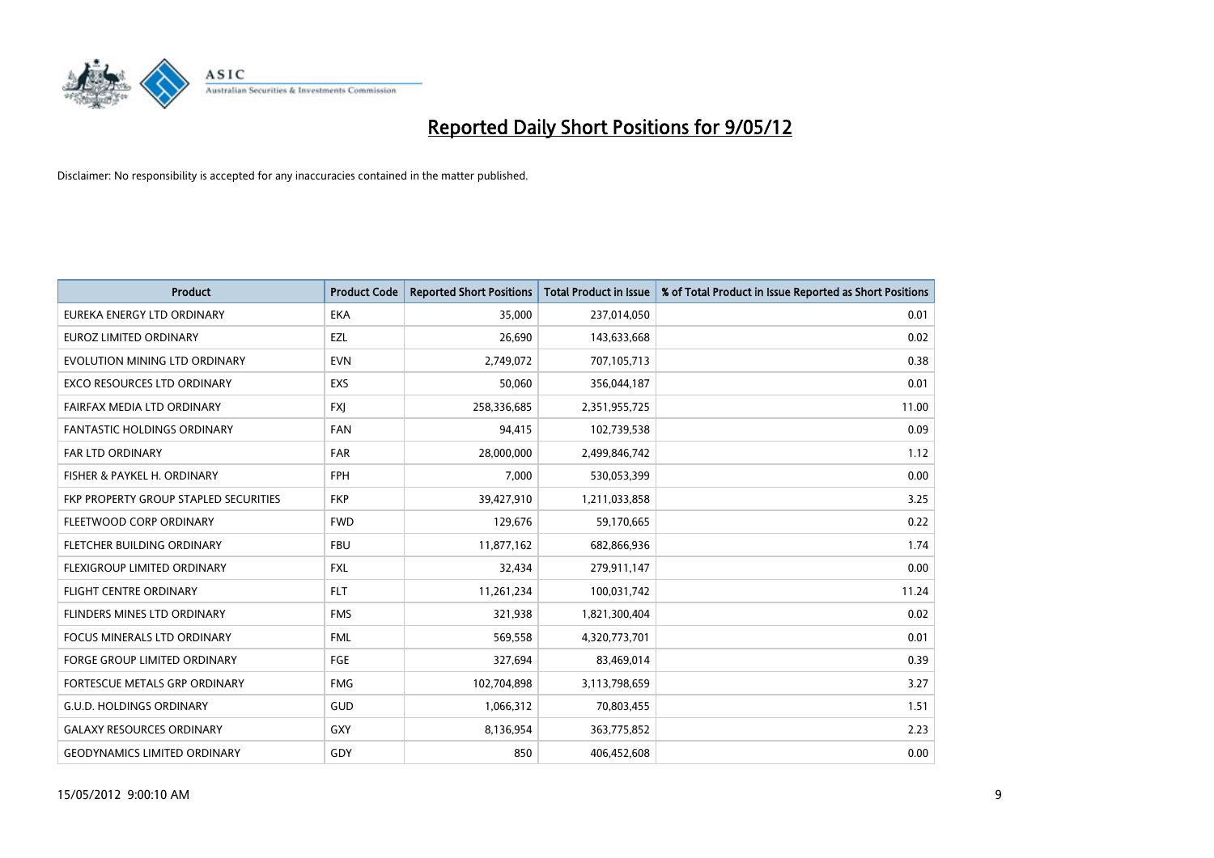# Reported Daily Short Positions for 9/05/12

Disclaimer: No responsibility is accepted for any inaccuracies contained in the matter published.

| Product | Product Code | Reported Short Positions | Total Product in Issue | % of Total Product in Issue Reported as Short Positions |
|---|---|---|---|---|
| EUREKA ENERGY LTD ORDINARY | EKA | 35,000 | 237,014,050 | 0.01 |
| EUROZ LIMITED ORDINARY | EZL | 26,690 | 143,633,668 | 0.02 |
| EVOLUTION MINING LTD ORDINARY | EVN | 2,749,072 | 707,105,713 | 0.38 |
| EXCO RESOURCES LTD ORDINARY | EXS | 50,060 | 356,044,187 | 0.01 |
| FAIRFAX MEDIA LTD ORDINARY | FXJ | 258,336,685 | 2,351,955,725 | 11.00 |
| FANTASTIC HOLDINGS ORDINARY | FAN | 94,415 | 102,739,538 | 0.09 |
| FAR LTD ORDINARY | FAR | 28,000,000 | 2,499,846,742 | 1.12 |
| FISHER & PAYKEL H. ORDINARY | FPH | 7,000 | 530,053,399 | 0.00 |
| FKP PROPERTY GROUP STAPLED SECURITIES | FKP | 39,427,910 | 1,211,033,858 | 3.25 |
| FLEETWOOD CORP ORDINARY | FWD | 129,676 | 59,170,665 | 0.22 |
| FLETCHER BUILDING ORDINARY | FBU | 11,877,162 | 682,866,936 | 1.74 |
| FLEXIGROUP LIMITED ORDINARY | FXL | 32,434 | 279,911,147 | 0.00 |
| FLIGHT CENTRE ORDINARY | FLT | 11,261,234 | 100,031,742 | 11.24 |
| FLINDERS MINES LTD ORDINARY | FMS | 321,938 | 1,821,300,404 | 0.02 |
| FOCUS MINERALS LTD ORDINARY | FML | 569,558 | 4,320,773,701 | 0.01 |
| FORGE GROUP LIMITED ORDINARY | FGE | 327,694 | 83,469,014 | 0.39 |
| FORTESCUE METALS GRP ORDINARY | FMG | 102,704,898 | 3,113,798,659 | 3.27 |
| G.U.D. HOLDINGS ORDINARY | GUD | 1,066,312 | 70,803,455 | 1.51 |
| GALAXY RESOURCES ORDINARY | GXY | 8,136,954 | 363,775,852 | 2.23 |
| GEODYNAMICS LIMITED ORDINARY | GDY | 850 | 406,452,608 | 0.00 |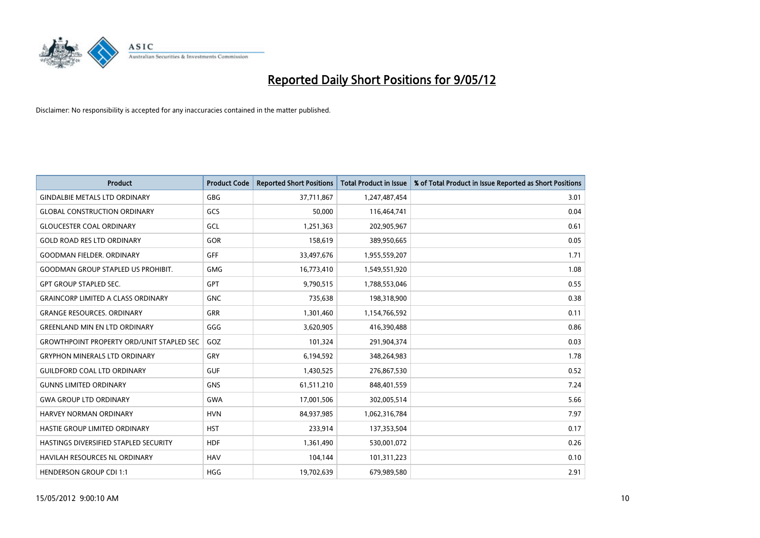# Reported Daily Short Positions for 9/05/12

Disclaimer: No responsibility is accepted for any inaccuracies contained in the matter published.

| Product | Product Code | Reported Short Positions | Total Product in Issue | % of Total Product in Issue Reported as Short Positions |
|---|---|---|---|---|
| GINDALBIE METALS LTD ORDINARY | GBG | 37,711,867 | 1,247,487,454 | 3.01 |
| GLOBAL CONSTRUCTION ORDINARY | GCS | 50,000 | 116,464,741 | 0.04 |
| GLOUCESTER COAL ORDINARY | GCL | 1,251,363 | 202,905,967 | 0.61 |
| GOLD ROAD RES LTD ORDINARY | GOR | 158,619 | 389,950,665 | 0.05 |
| GOODMAN FIELDER. ORDINARY | GFF | 33,497,676 | 1,955,559,207 | 1.71 |
| GOODMAN GROUP STAPLED US PROHIBIT. | GMG | 16,773,410 | 1,549,551,920 | 1.08 |
| GPT GROUP STAPLED SEC. | GPT | 9,790,515 | 1,788,553,046 | 0.55 |
| GRAINCORP LIMITED A CLASS ORDINARY | GNC | 735,638 | 198,318,900 | 0.38 |
| GRANGE RESOURCES. ORDINARY | GRR | 1,301,460 | 1,154,766,592 | 0.11 |
| GREENLAND MIN EN LTD ORDINARY | GGG | 3,620,905 | 416,390,488 | 0.86 |
| GROWTHPOINT PROPERTY ORD/UNIT STAPLED SEC | GOZ | 101,324 | 291,904,374 | 0.03 |
| GRYPHON MINERALS LTD ORDINARY | GRY | 6,194,592 | 348,264,983 | 1.78 |
| GUILDFORD COAL LTD ORDINARY | GUF | 1,430,525 | 276,867,530 | 0.52 |
| GUNNS LIMITED ORDINARY | GNS | 61,511,210 | 848,401,559 | 7.24 |
| GWA GROUP LTD ORDINARY | GWA | 17,001,506 | 302,005,514 | 5.66 |
| HARVEY NORMAN ORDINARY | HVN | 84,937,985 | 1,062,316,784 | 7.97 |
| HASTIE GROUP LIMITED ORDINARY | HST | 233,914 | 137,353,504 | 0.17 |
| HASTINGS DIVERSIFIED STAPLED SECURITY | HDF | 1,361,490 | 530,001,072 | 0.26 |
| HAVILAH RESOURCES NL ORDINARY | HAV | 104,144 | 101,311,223 | 0.10 |
| HENDERSON GROUP CDI 1:1 | HGG | 19,702,639 | 679,989,580 | 2.91 |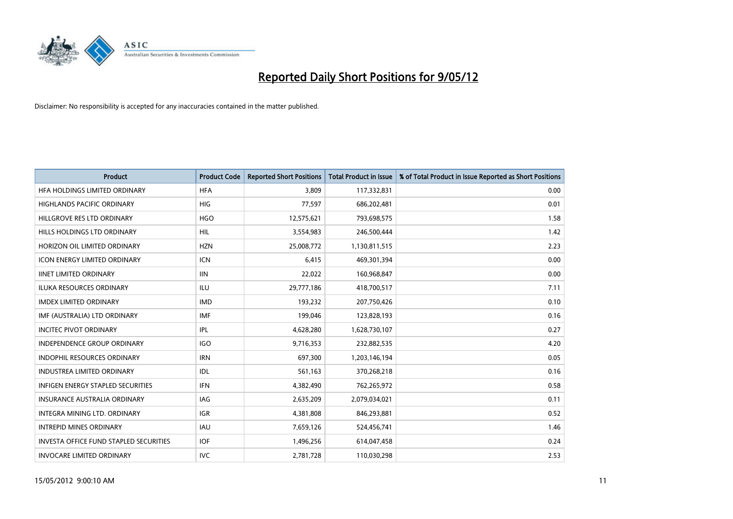# Reported Daily Short Positions for 9/05/12

Disclaimer: No responsibility is accepted for any inaccuracies contained in the matter published.

| Product | Product Code | Reported Short Positions | Total Product in Issue | % of Total Product in Issue Reported as Short Positions |
|---|---|---|---|---|
| HFA HOLDINGS LIMITED ORDINARY | HFA | 3,809 | 117,332,831 | 0.00 |
| HIGHLANDS PACIFIC ORDINARY | HIG | 77,597 | 686,202,481 | 0.01 |
| HILLGROVE RES LTD ORDINARY | HGO | 12,575,621 | 793,698,575 | 1.58 |
| HILLS HOLDINGS LTD ORDINARY | HIL | 3,554,983 | 246,500,444 | 1.42 |
| HORIZON OIL LIMITED ORDINARY | HZN | 25,008,772 | 1,130,811,515 | 2.23 |
| ICON ENERGY LIMITED ORDINARY | ICN | 6,415 | 469,301,394 | 0.00 |
| IINET LIMITED ORDINARY | IIN | 22,022 | 160,968,847 | 0.00 |
| ILUKA RESOURCES ORDINARY | ILU | 29,777,186 | 418,700,517 | 7.11 |
| IMDEX LIMITED ORDINARY | IMD | 193,232 | 207,750,426 | 0.10 |
| IMF (AUSTRALIA) LTD ORDINARY | IMF | 199,046 | 123,828,193 | 0.16 |
| INCITEC PIVOT ORDINARY | IPL | 4,628,280 | 1,628,730,107 | 0.27 |
| INDEPENDENCE GROUP ORDINARY | IGO | 9,716,353 | 232,882,535 | 4.20 |
| INDOPHIL RESOURCES ORDINARY | IRN | 697,300 | 1,203,146,194 | 0.05 |
| INDUSTREA LIMITED ORDINARY | IDL | 561,163 | 370,268,218 | 0.16 |
| INFIGEN ENERGY STAPLED SECURITIES | IFN | 4,382,490 | 762,265,972 | 0.58 |
| INSURANCE AUSTRALIA ORDINARY | IAG | 2,635,209 | 2,079,034,021 | 0.11 |
| INTEGRA MINING LTD. ORDINARY | IGR | 4,381,808 | 846,293,881 | 0.52 |
| INTREPID MINES ORDINARY | IAU | 7,659,126 | 524,456,741 | 1.46 |
| INVESTA OFFICE FUND STAPLED SECURITIES | IOF | 1,496,256 | 614,047,458 | 0.24 |
| INVOCARE LIMITED ORDINARY | IVC | 2,781,728 | 110,030,298 | 2.53 |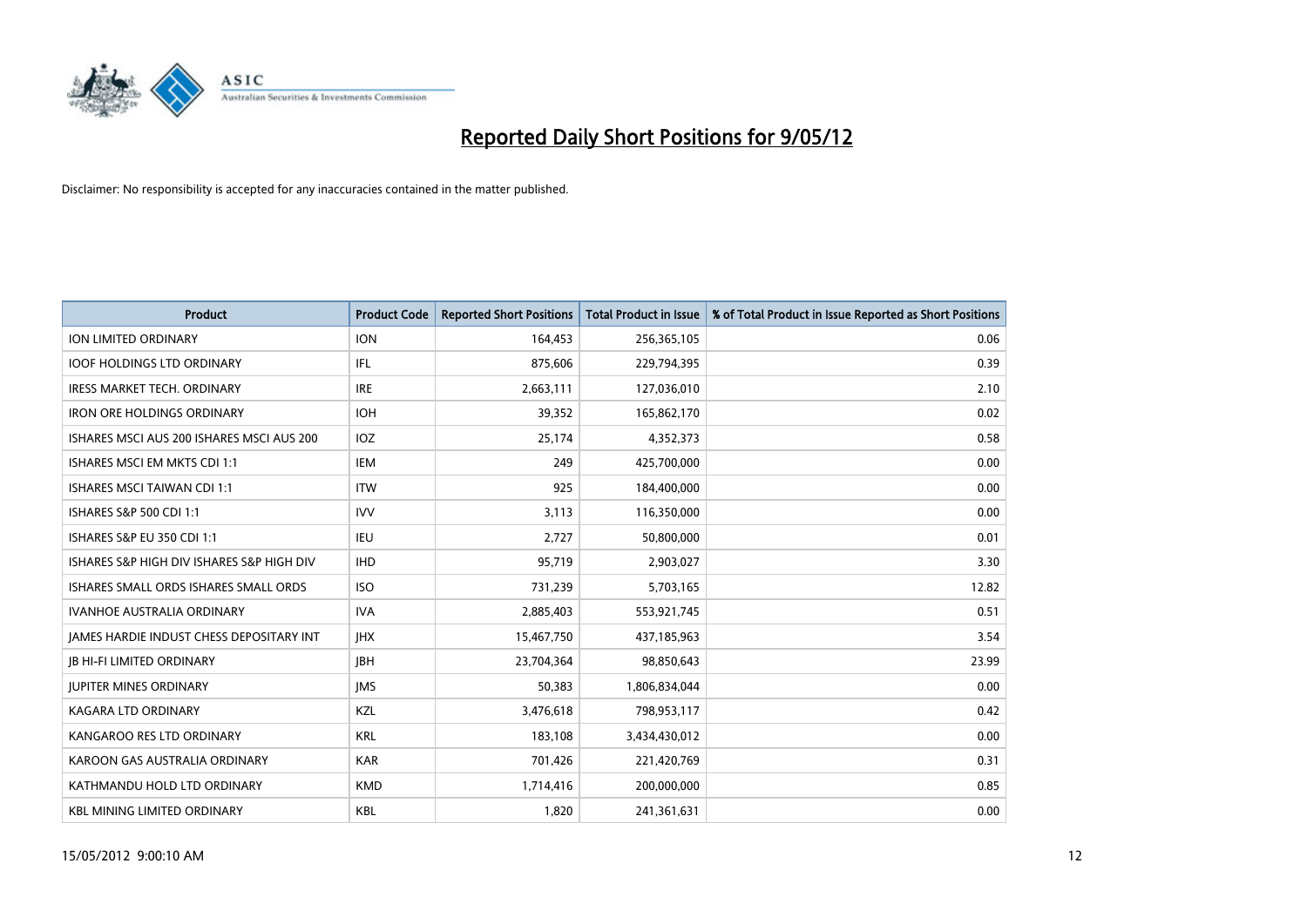# Reported Daily Short Positions for 9/05/12

Disclaimer: No responsibility is accepted for any inaccuracies contained in the matter published.

| Product | Product Code | Reported Short Positions | Total Product in Issue | % of Total Product in Issue Reported as Short Positions |
|---|---|---|---|---|
| ION LIMITED ORDINARY | ION | 164,453 | 256,365,105 | 0.06 |
| IOOF HOLDINGS LTD ORDINARY | IFL | 875,606 | 229,794,395 | 0.39 |
| IRESS MARKET TECH. ORDINARY | IRE | 2,663,111 | 127,036,010 | 2.10 |
| IRON ORE HOLDINGS ORDINARY | IOH | 39,352 | 165,862,170 | 0.02 |
| ISHARES MSCI AUS 200 ISHARES MSCI AUS 200 | IOZ | 25,174 | 4,352,373 | 0.58 |
| ISHARES MSCI EM MKTS CDI 1:1 | IEM | 249 | 425,700,000 | 0.00 |
| ISHARES MSCI TAIWAN CDI 1:1 | ITW | 925 | 184,400,000 | 0.00 |
| ISHARES S&P 500 CDI 1:1 | IVV | 3,113 | 116,350,000 | 0.00 |
| ISHARES S&P EU 350 CDI 1:1 | IEU | 2,727 | 50,800,000 | 0.01 |
| ISHARES S&P HIGH DIV ISHARES S&P HIGH DIV | IHD | 95,719 | 2,903,027 | 3.30 |
| ISHARES SMALL ORDS ISHARES SMALL ORDS | ISO | 731,239 | 5,703,165 | 12.82 |
| IVANHOE AUSTRALIA ORDINARY | IVA | 2,885,403 | 553,921,745 | 0.51 |
| JAMES HARDIE INDUST CHESS DEPOSITARY INT | JHX | 15,467,750 | 437,185,963 | 3.54 |
| JB HI-FI LIMITED ORDINARY | JBH | 23,704,364 | 98,850,643 | 23.99 |
| JUPITER MINES ORDINARY | JMS | 50,383 | 1,806,834,044 | 0.00 |
| KAGARA LTD ORDINARY | KZL | 3,476,618 | 798,953,117 | 0.42 |
| KANGAROO RES LTD ORDINARY | KRL | 183,108 | 3,434,430,012 | 0.00 |
| KAROON GAS AUSTRALIA ORDINARY | KAR | 701,426 | 221,420,769 | 0.31 |
| KATHMANDU HOLD LTD ORDINARY | KMD | 1,714,416 | 200,000,000 | 0.85 |
| KBL MINING LIMITED ORDINARY | KBL | 1,820 | 241,361,631 | 0.00 |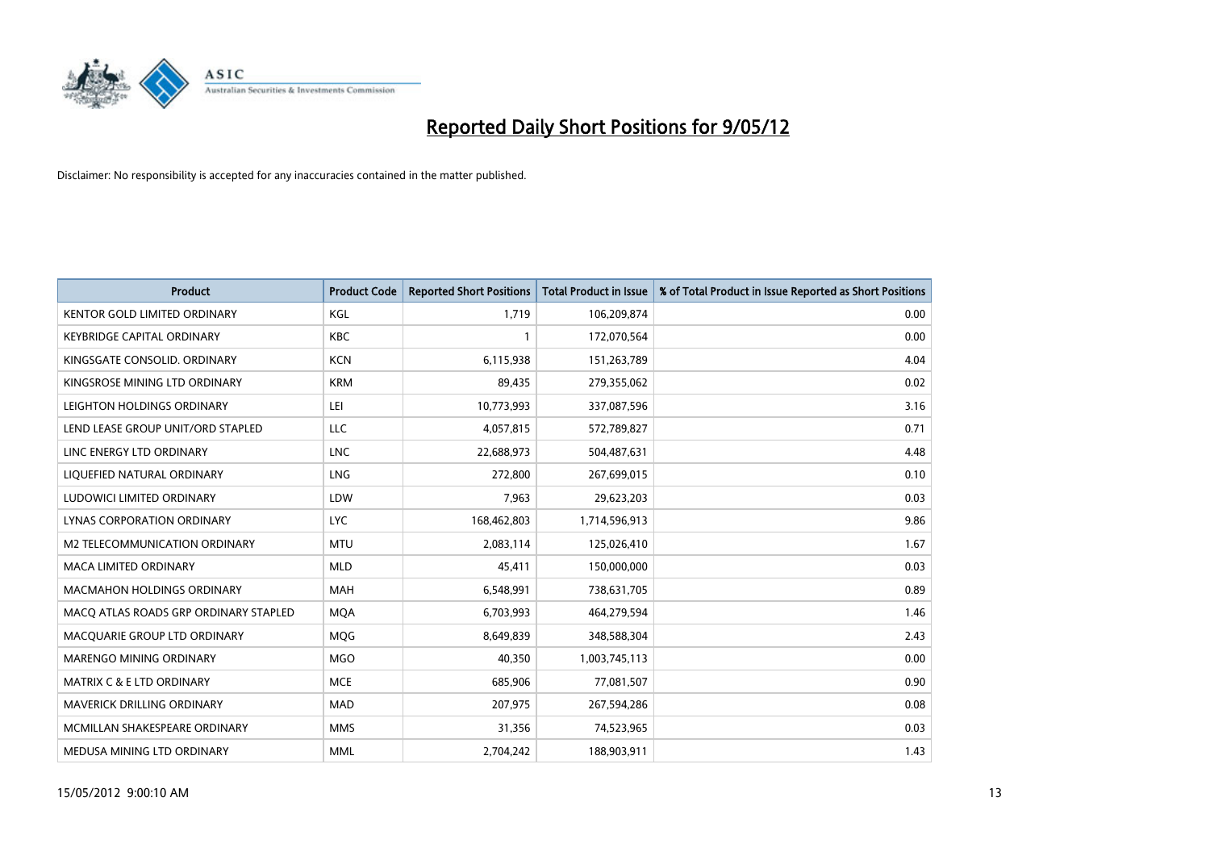# Reported Daily Short Positions for 9/05/12

Disclaimer: No responsibility is accepted for any inaccuracies contained in the matter published.

| Product | Product Code | Reported Short Positions | Total Product in Issue | % of Total Product in Issue Reported as Short Positions |
|---|---|---|---|---|
| KENTOR GOLD LIMITED ORDINARY | KGL | 1,719 | 106,209,874 | 0.00 |
| KEYBRIDGE CAPITAL ORDINARY | KBC | 1 | 172,070,564 | 0.00 |
| KINGSGATE CONSOLID. ORDINARY | KCN | 6,115,938 | 151,263,789 | 4.04 |
| KINGSROSE MINING LTD ORDINARY | KRM | 89,435 | 279,355,062 | 0.02 |
| LEIGHTON HOLDINGS ORDINARY | LEI | 10,773,993 | 337,087,596 | 3.16 |
| LEND LEASE GROUP UNIT/ORD STAPLED | LLC | 4,057,815 | 572,789,827 | 0.71 |
| LINC ENERGY LTD ORDINARY | LNC | 22,688,973 | 504,487,631 | 4.48 |
| LIQUEFIED NATURAL ORDINARY | LNG | 272,800 | 267,699,015 | 0.10 |
| LUDOWICI LIMITED ORDINARY | LDW | 7,963 | 29,623,203 | 0.03 |
| LYNAS CORPORATION ORDINARY | LYC | 168,462,803 | 1,714,596,913 | 9.86 |
| M2 TELECOMMUNICATION ORDINARY | MTU | 2,083,114 | 125,026,410 | 1.67 |
| MACA LIMITED ORDINARY | MLD | 45,411 | 150,000,000 | 0.03 |
| MACMAHON HOLDINGS ORDINARY | MAH | 6,548,991 | 738,631,705 | 0.89 |
| MACQ ATLAS ROADS GRP ORDINARY STAPLED | MQA | 6,703,993 | 464,279,594 | 1.46 |
| MACQUARIE GROUP LTD ORDINARY | MQG | 8,649,839 | 348,588,304 | 2.43 |
| MARENGO MINING ORDINARY | MGO | 40,350 | 1,003,745,113 | 0.00 |
| MATRIX C & E LTD ORDINARY | MCE | 685,906 | 77,081,507 | 0.90 |
| MAVERICK DRILLING ORDINARY | MAD | 207,975 | 267,594,286 | 0.08 |
| MCMILLAN SHAKESPEARE ORDINARY | MMS | 31,356 | 74,523,965 | 0.03 |
| MEDUSA MINING LTD ORDINARY | MML | 2,704,242 | 188,903,911 | 1.43 |

15/05/2012 9:00:10 AM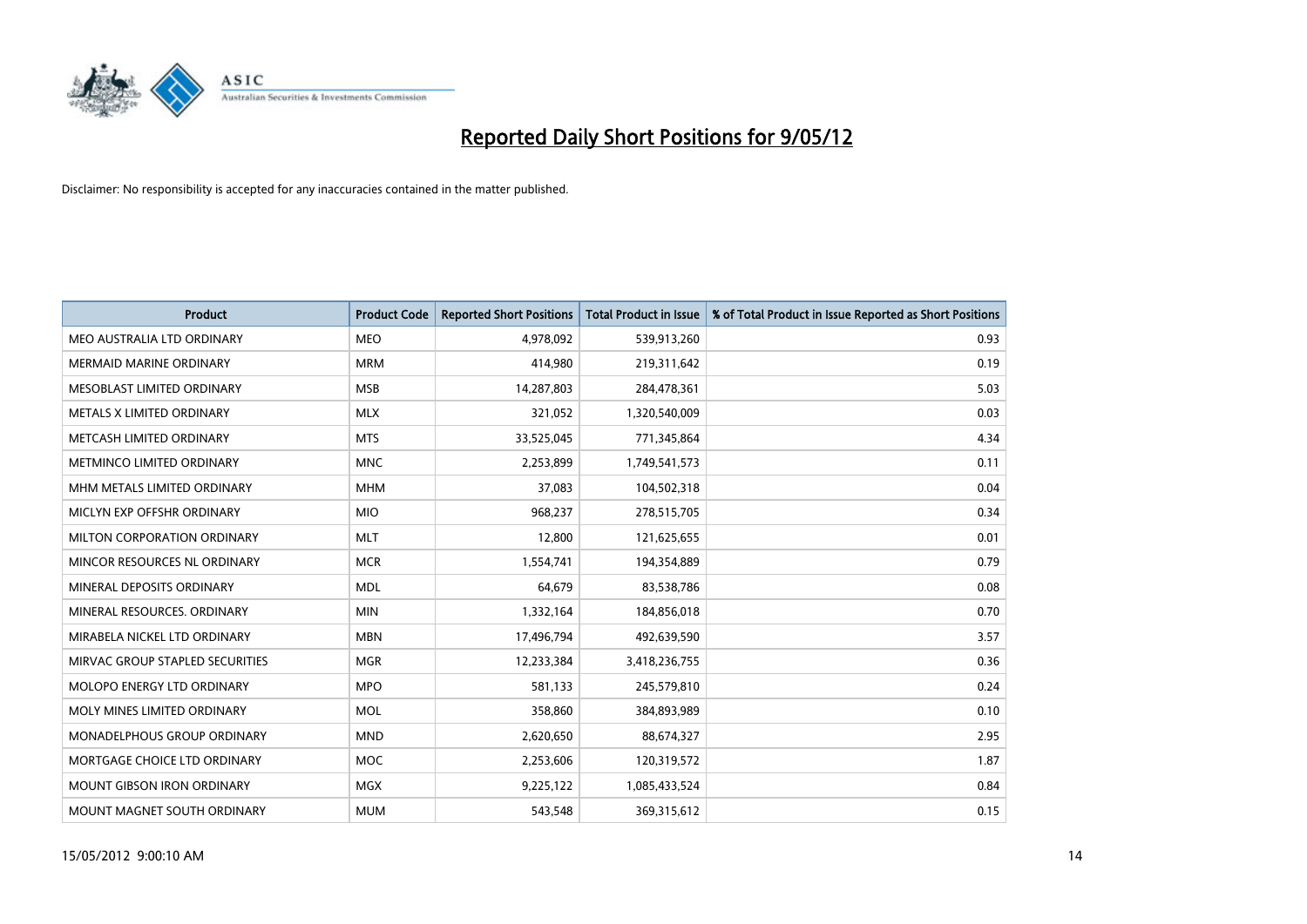# Reported Daily Short Positions for 9/05/12

Disclaimer: No responsibility is accepted for any inaccuracies contained in the matter published.

| Product | Product Code | Reported Short Positions | Total Product in Issue | % of Total Product in Issue Reported as Short Positions |
|---|---|---|---|---|
| MEO AUSTRALIA LTD ORDINARY | MEO | 4,978,092 | 539,913,260 | 0.93 |
| MERMAID MARINE ORDINARY | MRM | 414,980 | 219,311,642 | 0.19 |
| MESOBLAST LIMITED ORDINARY | MSB | 14,287,803 | 284,478,361 | 5.03 |
| METALS X LIMITED ORDINARY | MLX | 321,052 | 1,320,540,009 | 0.03 |
| METCASH LIMITED ORDINARY | MTS | 33,525,045 | 771,345,864 | 4.34 |
| METMINCO LIMITED ORDINARY | MNC | 2,253,899 | 1,749,541,573 | 0.11 |
| MHM METALS LIMITED ORDINARY | MHM | 37,083 | 104,502,318 | 0.04 |
| MICLYN EXP OFFSHR ORDINARY | MIO | 968,237 | 278,515,705 | 0.34 |
| MILTON CORPORATION ORDINARY | MLT | 12,800 | 121,625,655 | 0.01 |
| MINCOR RESOURCES NL ORDINARY | MCR | 1,554,741 | 194,354,889 | 0.79 |
| MINERAL DEPOSITS ORDINARY | MDL | 64,679 | 83,538,786 | 0.08 |
| MINERAL RESOURCES. ORDINARY | MIN | 1,332,164 | 184,856,018 | 0.70 |
| MIRABELA NICKEL LTD ORDINARY | MBN | 17,496,794 | 492,639,590 | 3.57 |
| MIRVAC GROUP STAPLED SECURITIES | MGR | 12,233,384 | 3,418,236,755 | 0.36 |
| MOLOPO ENERGY LTD ORDINARY | MPO | 581,133 | 245,579,810 | 0.24 |
| MOLY MINES LIMITED ORDINARY | MOL | 358,860 | 384,893,989 | 0.10 |
| MONADELPHOUS GROUP ORDINARY | MND | 2,620,650 | 88,674,327 | 2.95 |
| MORTGAGE CHOICE LTD ORDINARY | MOC | 2,253,606 | 120,319,572 | 1.87 |
| MOUNT GIBSON IRON ORDINARY | MGX | 9,225,122 | 1,085,433,524 | 0.84 |
| MOUNT MAGNET SOUTH ORDINARY | MUM | 543,548 | 369,315,612 | 0.15 |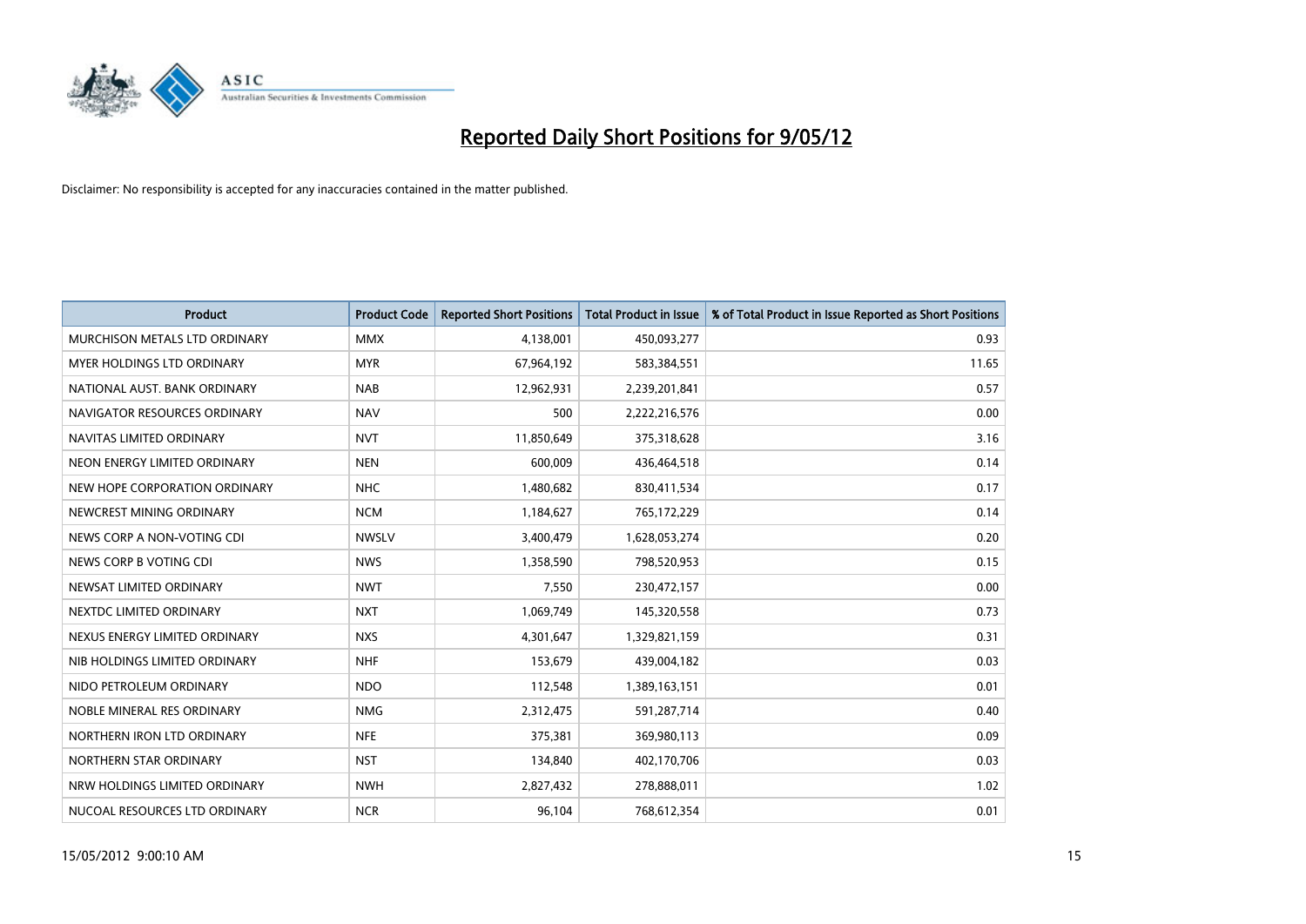# Reported Daily Short Positions for 9/05/12

Disclaimer: No responsibility is accepted for any inaccuracies contained in the matter published.

| Product | Product Code | Reported Short Positions | Total Product in Issue | % of Total Product in Issue Reported as Short Positions |
|---|---|---|---|---|
| MURCHISON METALS LTD ORDINARY | MMX | 4,138,001 | 450,093,277 | 0.93 |
| MYER HOLDINGS LTD ORDINARY | MYR | 67,964,192 | 583,384,551 | 11.65 |
| NATIONAL AUST. BANK ORDINARY | NAB | 12,962,931 | 2,239,201,841 | 0.57 |
| NAVIGATOR RESOURCES ORDINARY | NAV | 500 | 2,222,216,576 | 0.00 |
| NAVITAS LIMITED ORDINARY | NVT | 11,850,649 | 375,318,628 | 3.16 |
| NEON ENERGY LIMITED ORDINARY | NEN | 600,009 | 436,464,518 | 0.14 |
| NEW HOPE CORPORATION ORDINARY | NHC | 1,480,682 | 830,411,534 | 0.17 |
| NEWCREST MINING ORDINARY | NCM | 1,184,627 | 765,172,229 | 0.14 |
| NEWS CORP A NON-VOTING CDI | NWSLV | 3,400,479 | 1,628,053,274 | 0.20 |
| NEWS CORP B VOTING CDI | NWS | 1,358,590 | 798,520,953 | 0.15 |
| NEWSAT LIMITED ORDINARY | NWT | 7,550 | 230,472,157 | 0.00 |
| NEXTDC LIMITED ORDINARY | NXT | 1,069,749 | 145,320,558 | 0.73 |
| NEXUS ENERGY LIMITED ORDINARY | NXS | 4,301,647 | 1,329,821,159 | 0.31 |
| NIB HOLDINGS LIMITED ORDINARY | NHF | 153,679 | 439,004,182 | 0.03 |
| NIDO PETROLEUM ORDINARY | NDO | 112,548 | 1,389,163,151 | 0.01 |
| NOBLE MINERAL RES ORDINARY | NMG | 2,312,475 | 591,287,714 | 0.40 |
| NORTHERN IRON LTD ORDINARY | NFE | 375,381 | 369,980,113 | 0.09 |
| NORTHERN STAR ORDINARY | NST | 134,840 | 402,170,706 | 0.03 |
| NRW HOLDINGS LIMITED ORDINARY | NWH | 2,827,432 | 278,888,011 | 1.02 |
| NUCOAL RESOURCES LTD ORDINARY | NCR | 96,104 | 768,612,354 | 0.01 |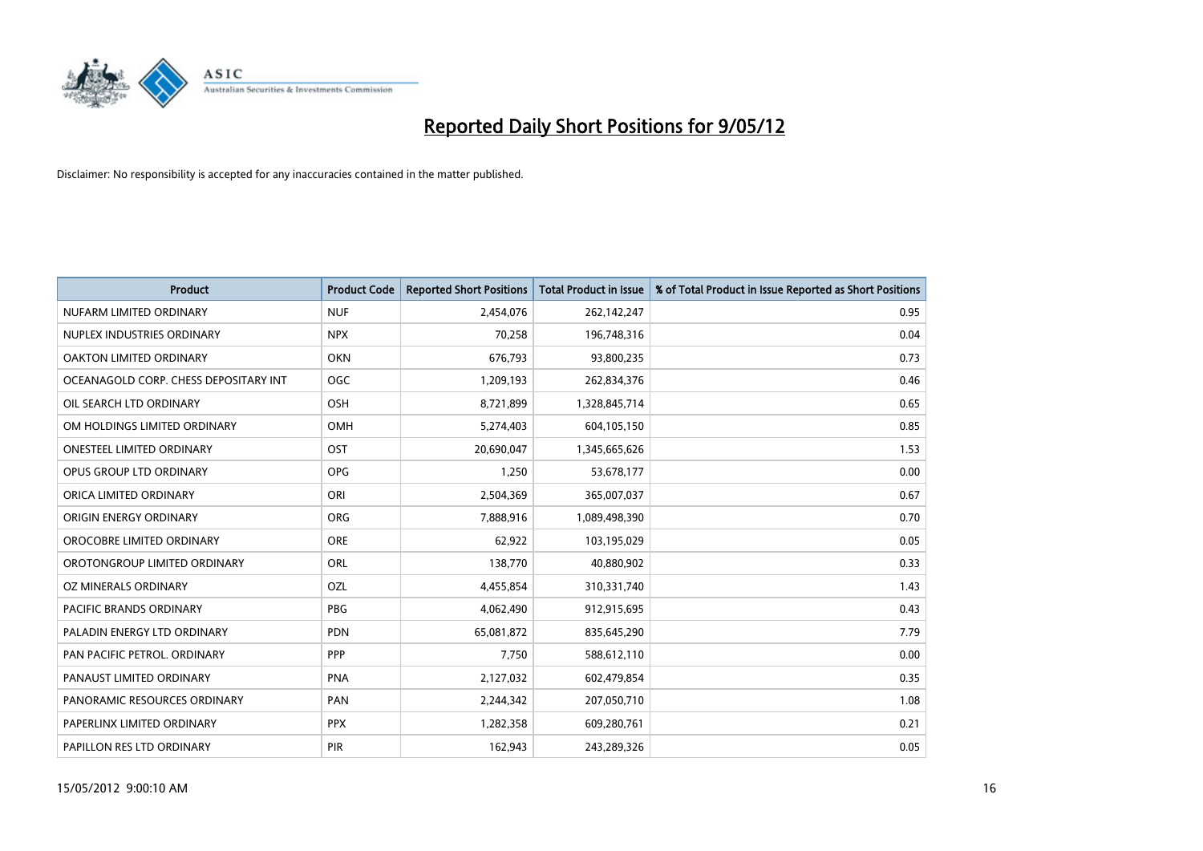# Reported Daily Short Positions for 9/05/12

Disclaimer: No responsibility is accepted for any inaccuracies contained in the matter published.

| Product | Product Code | Reported Short Positions | Total Product in Issue | % of Total Product in Issue Reported as Short Positions |
|---|---|---|---|---|
| NUFARM LIMITED ORDINARY | NUF | 2,454,076 | 262,142,247 | 0.95 |
| NUPLEX INDUSTRIES ORDINARY | NPX | 70,258 | 196,748,316 | 0.04 |
| OAKTON LIMITED ORDINARY | OKN | 676,793 | 93,800,235 | 0.73 |
| OCEANAGOLD CORP. CHESS DEPOSITARY INT | OGC | 1,209,193 | 262,834,376 | 0.46 |
| OIL SEARCH LTD ORDINARY | OSH | 8,721,899 | 1,328,845,714 | 0.65 |
| OM HOLDINGS LIMITED ORDINARY | OMH | 5,274,403 | 604,105,150 | 0.85 |
| ONESTEEL LIMITED ORDINARY | OST | 20,690,047 | 1,345,665,626 | 1.53 |
| OPUS GROUP LTD ORDINARY | OPG | 1,250 | 53,678,177 | 0.00 |
| ORICA LIMITED ORDINARY | ORI | 2,504,369 | 365,007,037 | 0.67 |
| ORIGIN ENERGY ORDINARY | ORG | 7,888,916 | 1,089,498,390 | 0.70 |
| OROCOBRE LIMITED ORDINARY | ORE | 62,922 | 103,195,029 | 0.05 |
| OROTONGROUP LIMITED ORDINARY | ORL | 138,770 | 40,880,902 | 0.33 |
| OZ MINERALS ORDINARY | OZL | 4,455,854 | 310,331,740 | 1.43 |
| PACIFIC BRANDS ORDINARY | PBG | 4,062,490 | 912,915,695 | 0.43 |
| PALADIN ENERGY LTD ORDINARY | PDN | 65,081,872 | 835,645,290 | 7.79 |
| PAN PACIFIC PETROL. ORDINARY | PPP | 7,750 | 588,612,110 | 0.00 |
| PANAUST LIMITED ORDINARY | PNA | 2,127,032 | 602,479,854 | 0.35 |
| PANORAMIC RESOURCES ORDINARY | PAN | 2,244,342 | 207,050,710 | 1.08 |
| PAPERLINX LIMITED ORDINARY | PPX | 1,282,358 | 609,280,761 | 0.21 |
| PAPILLON RES LTD ORDINARY | PIR | 162,943 | 243,289,326 | 0.05 |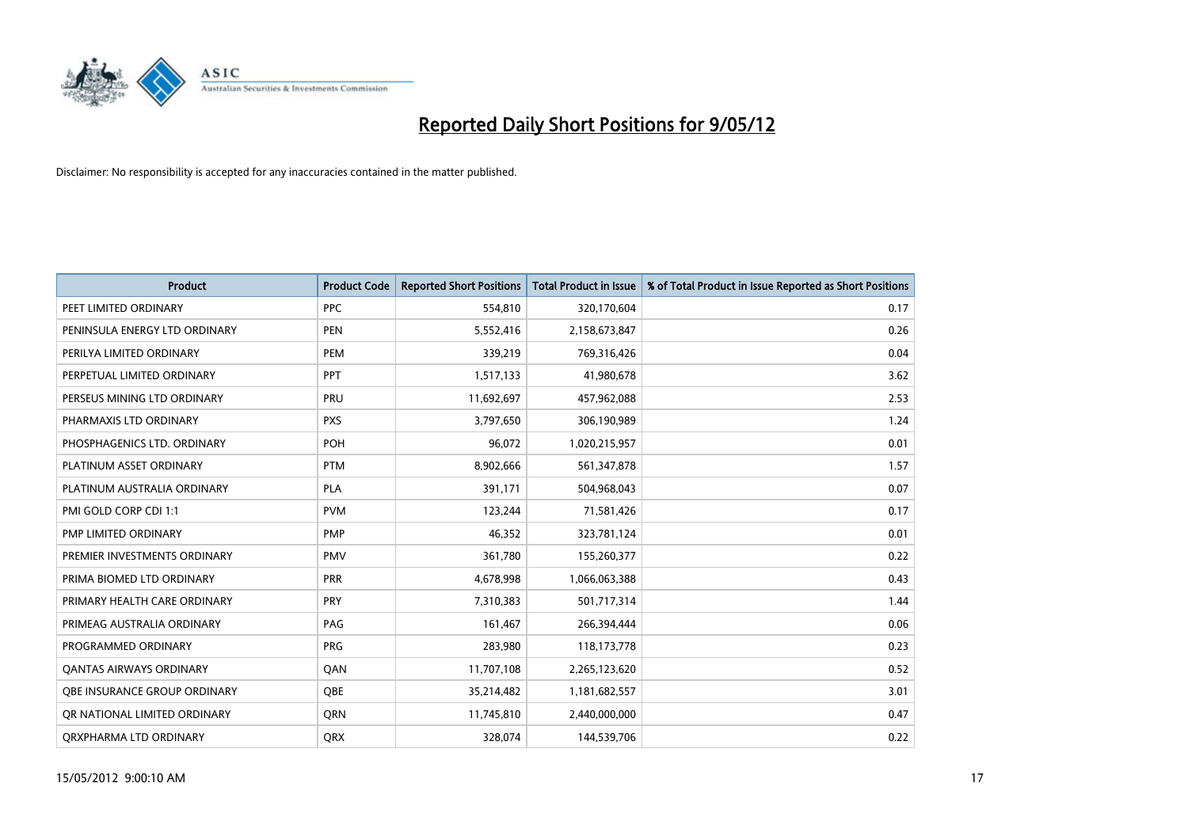# Reported Daily Short Positions for 9/05/12

Disclaimer: No responsibility is accepted for any inaccuracies contained in the matter published.

| Product | Product Code | Reported Short Positions | Total Product in Issue | % of Total Product in Issue Reported as Short Positions |
|---|---|---|---|---|
| PEET LIMITED ORDINARY | PPC | 554,810 | 320,170,604 | 0.17 |
| PENINSULA ENERGY LTD ORDINARY | PEN | 5,552,416 | 2,158,673,847 | 0.26 |
| PERILYA LIMITED ORDINARY | PEM | 339,219 | 769,316,426 | 0.04 |
| PERPETUAL LIMITED ORDINARY | PPT | 1,517,133 | 41,980,678 | 3.62 |
| PERSEUS MINING LTD ORDINARY | PRU | 11,692,697 | 457,962,088 | 2.53 |
| PHARMAXIS LTD ORDINARY | PXS | 3,797,650 | 306,190,989 | 1.24 |
| PHOSPHAGENICS LTD. ORDINARY | POH | 96,072 | 1,020,215,957 | 0.01 |
| PLATINUM ASSET ORDINARY | PTM | 8,902,666 | 561,347,878 | 1.57 |
| PLATINUM AUSTRALIA ORDINARY | PLA | 391,171 | 504,968,043 | 0.07 |
| PMI GOLD CORP CDI 1:1 | PVM | 123,244 | 71,581,426 | 0.17 |
| PMP LIMITED ORDINARY | PMP | 46,352 | 323,781,124 | 0.01 |
| PREMIER INVESTMENTS ORDINARY | PMV | 361,780 | 155,260,377 | 0.22 |
| PRIMA BIOMED LTD ORDINARY | PRR | 4,678,998 | 1,066,063,388 | 0.43 |
| PRIMARY HEALTH CARE ORDINARY | PRY | 7,310,383 | 501,717,314 | 1.44 |
| PRIMEAG AUSTRALIA ORDINARY | PAG | 161,467 | 266,394,444 | 0.06 |
| PROGRAMMED ORDINARY | PRG | 283,980 | 118,173,778 | 0.23 |
| QANTAS AIRWAYS ORDINARY | QAN | 11,707,108 | 2,265,123,620 | 0.52 |
| QBE INSURANCE GROUP ORDINARY | QBE | 35,214,482 | 1,181,682,557 | 3.01 |
| QR NATIONAL LIMITED ORDINARY | QRN | 11,745,810 | 2,440,000,000 | 0.47 |
| QRXPHARMA LTD ORDINARY | QRX | 328,074 | 144,539,706 | 0.22 |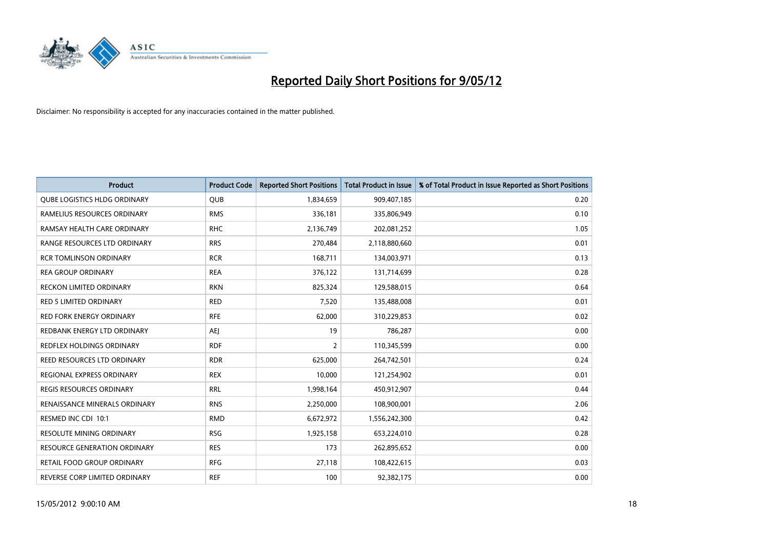# Reported Daily Short Positions for 9/05/12

Disclaimer: No responsibility is accepted for any inaccuracies contained in the matter published.

| Product | Product Code | Reported Short Positions | Total Product in Issue | % of Total Product in Issue Reported as Short Positions |
|---|---|---|---|---|
| QUBE LOGISTICS HLDG ORDINARY | QUB | 1,834,659 | 909,407,185 | 0.20 |
| RAMELIUS RESOURCES ORDINARY | RMS | 336,181 | 335,806,949 | 0.10 |
| RAMSAY HEALTH CARE ORDINARY | RHC | 2,136,749 | 202,081,252 | 1.05 |
| RANGE RESOURCES LTD ORDINARY | RRS | 270,484 | 2,118,880,660 | 0.01 |
| RCR TOMLINSON ORDINARY | RCR | 168,711 | 134,003,971 | 0.13 |
| REA GROUP ORDINARY | REA | 376,122 | 131,714,699 | 0.28 |
| RECKON LIMITED ORDINARY | RKN | 825,324 | 129,588,015 | 0.64 |
| RED 5 LIMITED ORDINARY | RED | 7,520 | 135,488,008 | 0.01 |
| RED FORK ENERGY ORDINARY | RFE | 62,000 | 310,229,853 | 0.02 |
| REDBANK ENERGY LTD ORDINARY | AEJ | 19 | 786,287 | 0.00 |
| REDFLEX HOLDINGS ORDINARY | RDF | 2 | 110,345,599 | 0.00 |
| REED RESOURCES LTD ORDINARY | RDR | 625,000 | 264,742,501 | 0.24 |
| REGIONAL EXPRESS ORDINARY | REX | 10,000 | 121,254,902 | 0.01 |
| REGIS RESOURCES ORDINARY | RRL | 1,998,164 | 450,912,907 | 0.44 |
| RENAISSANCE MINERALS ORDINARY | RNS | 2,250,000 | 108,900,001 | 2.06 |
| RESMED INC CDI 10:1 | RMD | 6,672,972 | 1,556,242,300 | 0.42 |
| RESOLUTE MINING ORDINARY | RSG | 1,925,158 | 653,224,010 | 0.28 |
| RESOURCE GENERATION ORDINARY | RES | 173 | 262,895,652 | 0.00 |
| RETAIL FOOD GROUP ORDINARY | RFG | 27,118 | 108,422,615 | 0.03 |
| REVERSE CORP LIMITED ORDINARY | REF | 100 | 92,382,175 | 0.00 |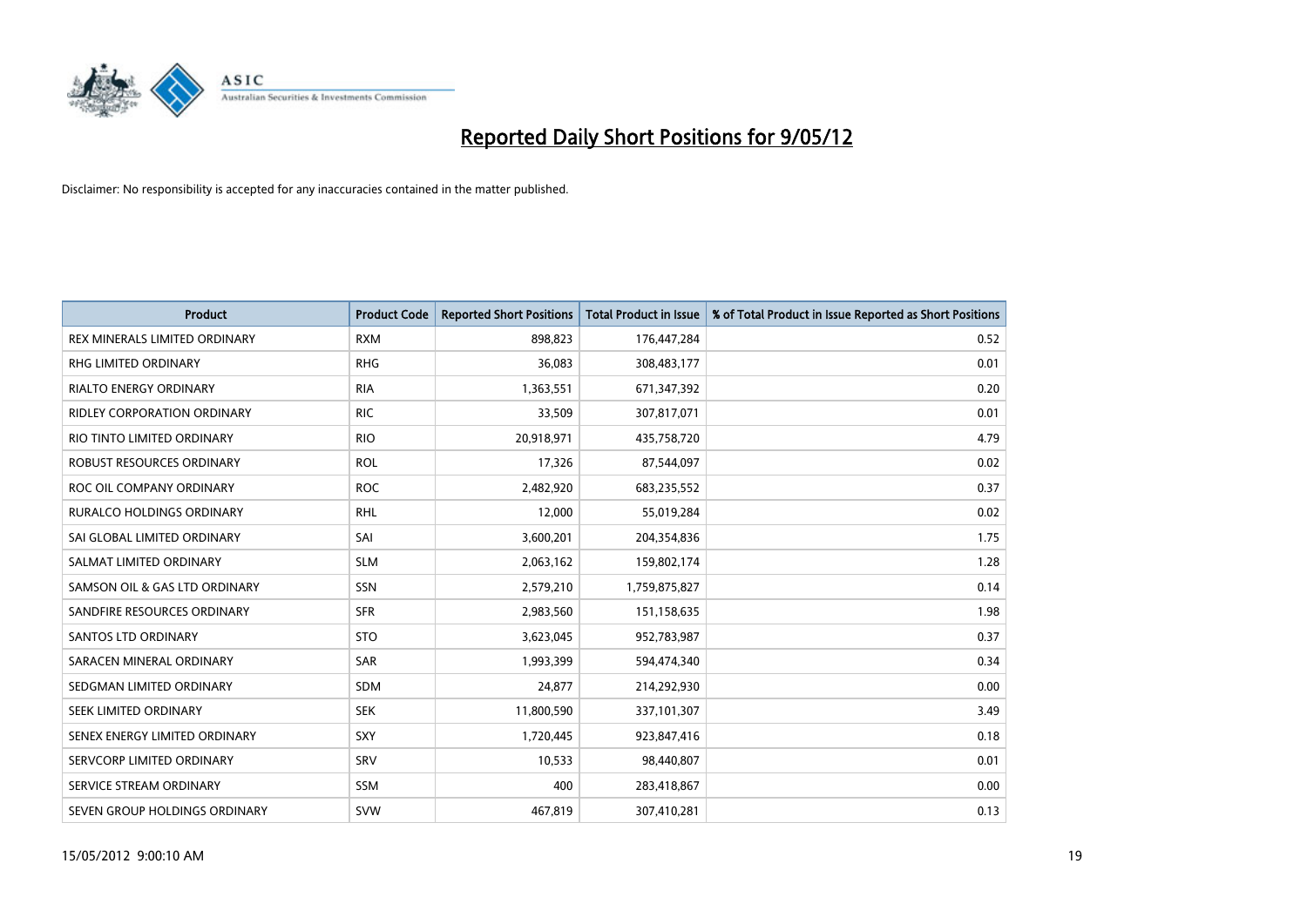# Reported Daily Short Positions for 9/05/12

Disclaimer: No responsibility is accepted for any inaccuracies contained in the matter published.

| Product | Product Code | Reported Short Positions | Total Product in Issue | % of Total Product in Issue Reported as Short Positions |
|---|---|---|---|---|
| REX MINERALS LIMITED ORDINARY | RXM | 898,823 | 176,447,284 | 0.52 |
| RHG LIMITED ORDINARY | RHG | 36,083 | 308,483,177 | 0.01 |
| RIALTO ENERGY ORDINARY | RIA | 1,363,551 | 671,347,392 | 0.20 |
| RIDLEY CORPORATION ORDINARY | RIC | 33,509 | 307,817,071 | 0.01 |
| RIO TINTO LIMITED ORDINARY | RIO | 20,918,971 | 435,758,720 | 4.79 |
| ROBUST RESOURCES ORDINARY | ROL | 17,326 | 87,544,097 | 0.02 |
| ROC OIL COMPANY ORDINARY | ROC | 2,482,920 | 683,235,552 | 0.37 |
| RURALCO HOLDINGS ORDINARY | RHL | 12,000 | 55,019,284 | 0.02 |
| SAI GLOBAL LIMITED ORDINARY | SAI | 3,600,201 | 204,354,836 | 1.75 |
| SALMAT LIMITED ORDINARY | SLM | 2,063,162 | 159,802,174 | 1.28 |
| SAMSON OIL & GAS LTD ORDINARY | SSN | 2,579,210 | 1,759,875,827 | 0.14 |
| SANDFIRE RESOURCES ORDINARY | SFR | 2,983,560 | 151,158,635 | 1.98 |
| SANTOS LTD ORDINARY | STO | 3,623,045 | 952,783,987 | 0.37 |
| SARACEN MINERAL ORDINARY | SAR | 1,993,399 | 594,474,340 | 0.34 |
| SEDGMAN LIMITED ORDINARY | SDM | 24,877 | 214,292,930 | 0.00 |
| SEEK LIMITED ORDINARY | SEK | 11,800,590 | 337,101,307 | 3.49 |
| SENEX ENERGY LIMITED ORDINARY | SXY | 1,720,445 | 923,847,416 | 0.18 |
| SERVCORP LIMITED ORDINARY | SRV | 10,533 | 98,440,807 | 0.01 |
| SERVICE STREAM ORDINARY | SSM | 400 | 283,418,867 | 0.00 |
| SEVEN GROUP HOLDINGS ORDINARY | SVW | 467,819 | 307,410,281 | 0.13 |

15/05/2012 9:00:10 AM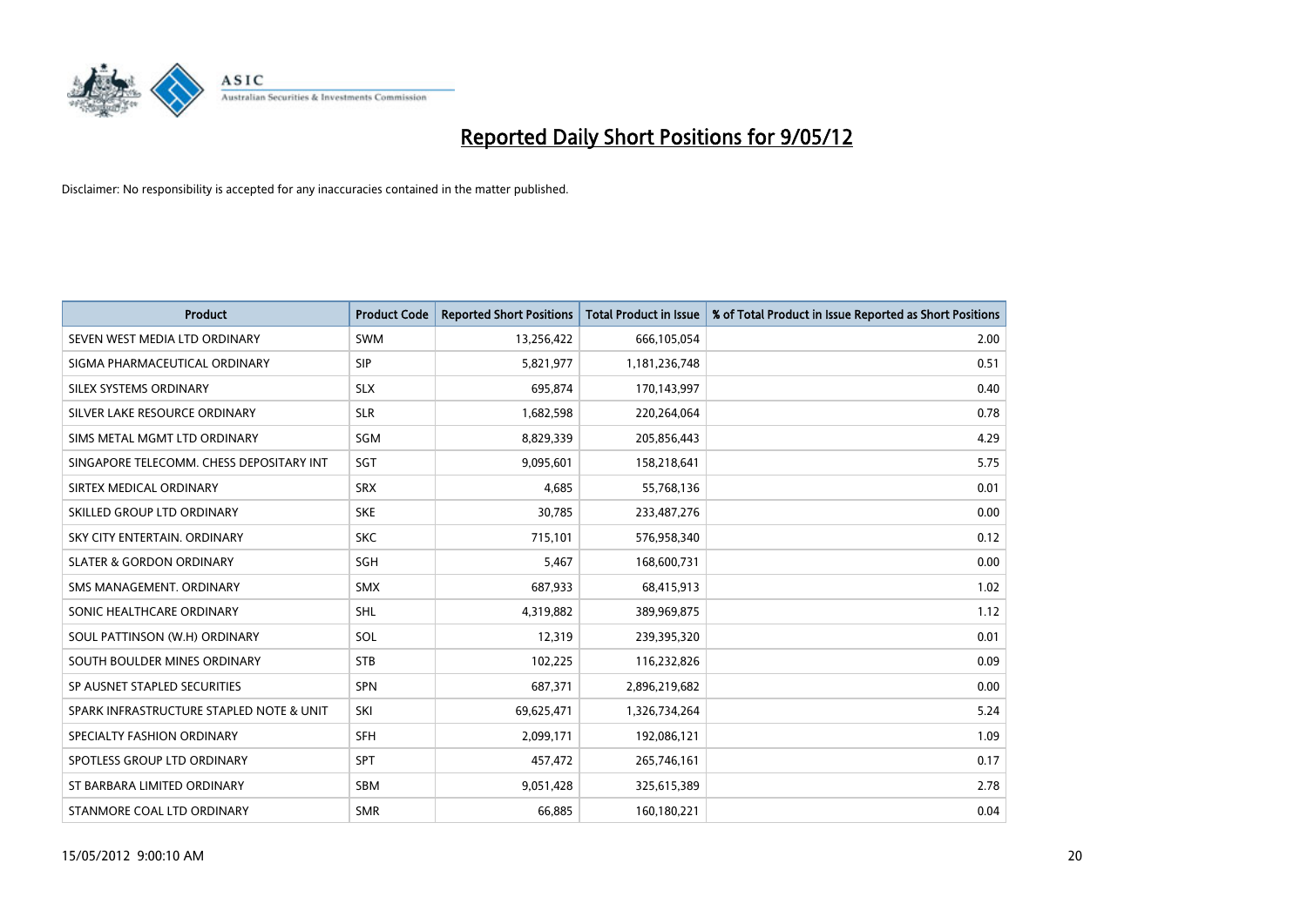# Reported Daily Short Positions for 9/05/12

Disclaimer: No responsibility is accepted for any inaccuracies contained in the matter published.

| Product | Product Code | Reported Short Positions | Total Product in Issue | % of Total Product in Issue Reported as Short Positions |
|---|---|---|---|---|
| SEVEN WEST MEDIA LTD ORDINARY | SWM | 13,256,422 | 666,105,054 | 2.00 |
| SIGMA PHARMACEUTICAL ORDINARY | SIP | 5,821,977 | 1,181,236,748 | 0.51 |
| SILEX SYSTEMS ORDINARY | SLX | 695,874 | 170,143,997 | 0.40 |
| SILVER LAKE RESOURCE ORDINARY | SLR | 1,682,598 | 220,264,064 | 0.78 |
| SIMS METAL MGMT LTD ORDINARY | SGM | 8,829,339 | 205,856,443 | 4.29 |
| SINGAPORE TELECOMM. CHESS DEPOSITARY INT | SGT | 9,095,601 | 158,218,641 | 5.75 |
| SIRTEX MEDICAL ORDINARY | SRX | 4,685 | 55,768,136 | 0.01 |
| SKILLED GROUP LTD ORDINARY | SKE | 30,785 | 233,487,276 | 0.00 |
| SKY CITY ENTERTAIN. ORDINARY | SKC | 715,101 | 576,958,340 | 0.12 |
| SLATER & GORDON ORDINARY | SGH | 5,467 | 168,600,731 | 0.00 |
| SMS MANAGEMENT. ORDINARY | SMX | 687,933 | 68,415,913 | 1.02 |
| SONIC HEALTHCARE ORDINARY | SHL | 4,319,882 | 389,969,875 | 1.12 |
| SOUL PATTINSON (W.H) ORDINARY | SOL | 12,319 | 239,395,320 | 0.01 |
| SOUTH BOULDER MINES ORDINARY | STB | 102,225 | 116,232,826 | 0.09 |
| SP AUSNET STAPLED SECURITIES | SPN | 687,371 | 2,896,219,682 | 0.00 |
| SPARK INFRASTRUCTURE STAPLED NOTE & UNIT | SKI | 69,625,471 | 1,326,734,264 | 5.24 |
| SPECIALTY FASHION ORDINARY | SFH | 2,099,171 | 192,086,121 | 1.09 |
| SPOTLESS GROUP LTD ORDINARY | SPT | 457,472 | 265,746,161 | 0.17 |
| ST BARBARA LIMITED ORDINARY | SBM | 9,051,428 | 325,615,389 | 2.78 |
| STANMORE COAL LTD ORDINARY | SMR | 66,885 | 160,180,221 | 0.04 |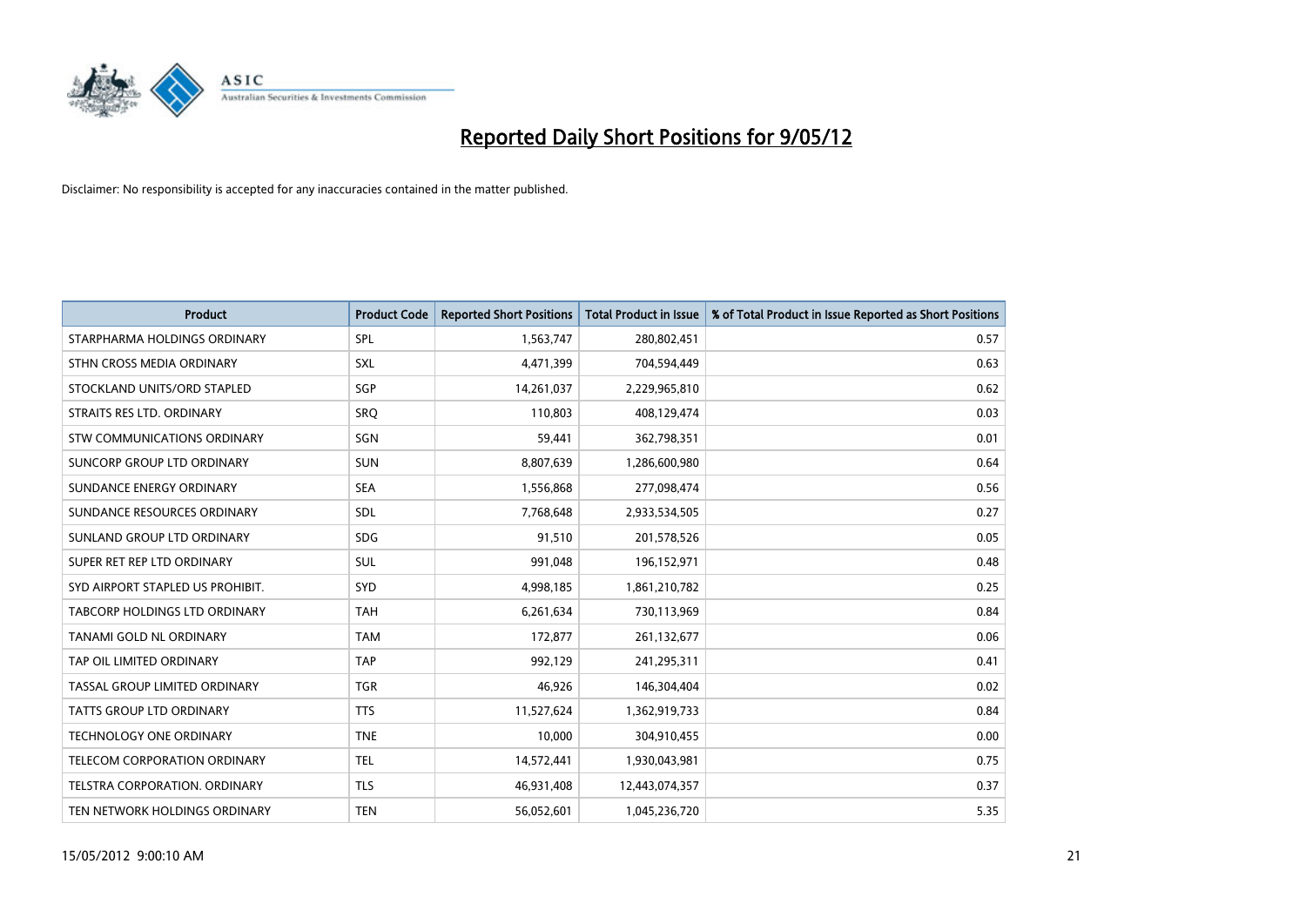# Reported Daily Short Positions for 9/05/12

Disclaimer: No responsibility is accepted for any inaccuracies contained in the matter published.

| Product | Product Code | Reported Short Positions | Total Product in Issue | % of Total Product in Issue Reported as Short Positions |
|---|---|---|---|---|
| STARPHARMA HOLDINGS ORDINARY | SPL | 1,563,747 | 280,802,451 | 0.57 |
| STHN CROSS MEDIA ORDINARY | SXL | 4,471,399 | 704,594,449 | 0.63 |
| STOCKLAND UNITS/ORD STAPLED | SGP | 14,261,037 | 2,229,965,810 | 0.62 |
| STRAITS RES LTD. ORDINARY | SRQ | 110,803 | 408,129,474 | 0.03 |
| STW COMMUNICATIONS ORDINARY | SGN | 59,441 | 362,798,351 | 0.01 |
| SUNCORP GROUP LTD ORDINARY | SUN | 8,807,639 | 1,286,600,980 | 0.64 |
| SUNDANCE ENERGY ORDINARY | SEA | 1,556,868 | 277,098,474 | 0.56 |
| SUNDANCE RESOURCES ORDINARY | SDL | 7,768,648 | 2,933,534,505 | 0.27 |
| SUNLAND GROUP LTD ORDINARY | SDG | 91,510 | 201,578,526 | 0.05 |
| SUPER RET REP LTD ORDINARY | SUL | 991,048 | 196,152,971 | 0.48 |
| SYD AIRPORT STAPLED US PROHIBIT. | SYD | 4,998,185 | 1,861,210,782 | 0.25 |
| TABCORP HOLDINGS LTD ORDINARY | TAH | 6,261,634 | 730,113,969 | 0.84 |
| TANAMI GOLD NL ORDINARY | TAM | 172,877 | 261,132,677 | 0.06 |
| TAP OIL LIMITED ORDINARY | TAP | 992,129 | 241,295,311 | 0.41 |
| TASSAL GROUP LIMITED ORDINARY | TGR | 46,926 | 146,304,404 | 0.02 |
| TATTS GROUP LTD ORDINARY | TTS | 11,527,624 | 1,362,919,733 | 0.84 |
| TECHNOLOGY ONE ORDINARY | TNE | 10,000 | 304,910,455 | 0.00 |
| TELECOM CORPORATION ORDINARY | TEL | 14,572,441 | 1,930,043,981 | 0.75 |
| TELSTRA CORPORATION. ORDINARY | TLS | 46,931,408 | 12,443,074,357 | 0.37 |
| TEN NETWORK HOLDINGS ORDINARY | TEN | 56,052,601 | 1,045,236,720 | 5.35 |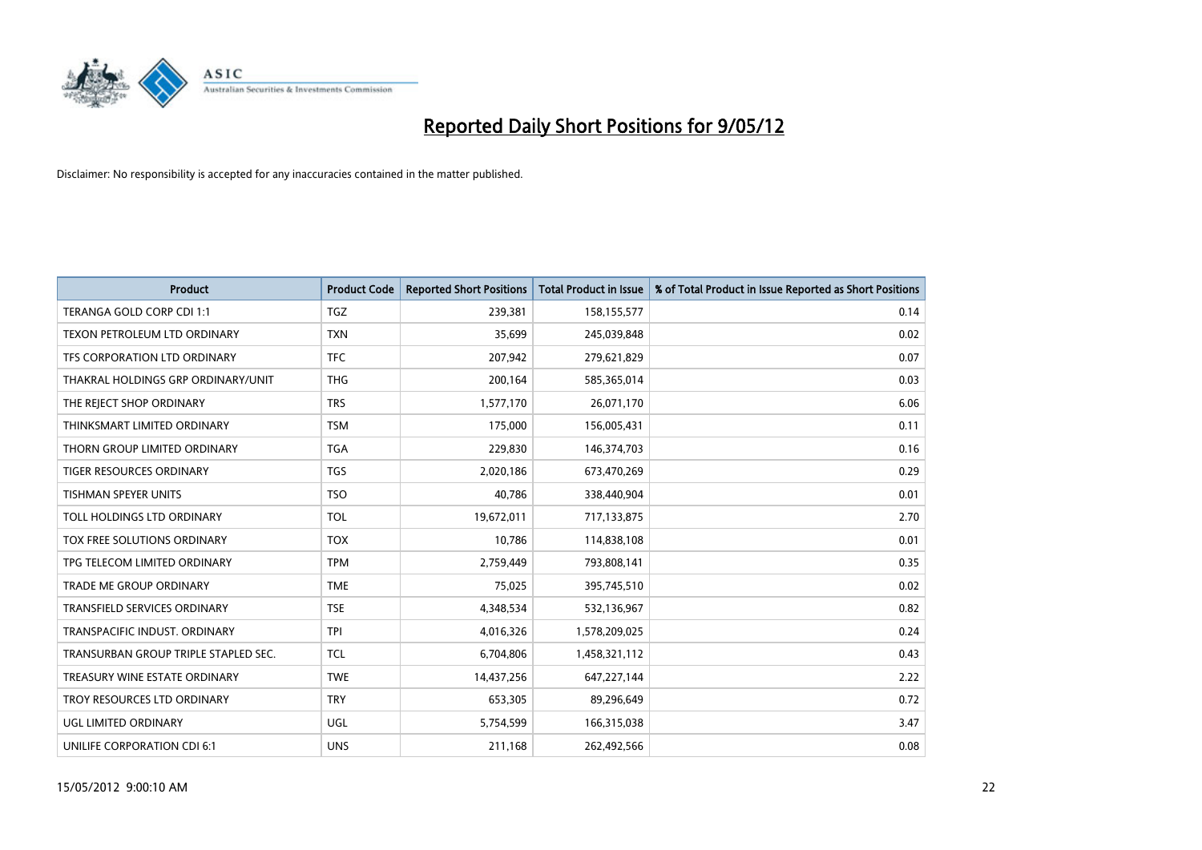# Reported Daily Short Positions for 9/05/12

Disclaimer: No responsibility is accepted for any inaccuracies contained in the matter published.

| Product | Product Code | Reported Short Positions | Total Product in Issue | % of Total Product in Issue Reported as Short Positions |
|---|---|---|---|---|
| TERANGA GOLD CORP CDI 1:1 | TGZ | 239,381 | 158,155,577 | 0.14 |
| TEXON PETROLEUM LTD ORDINARY | TXN | 35,699 | 245,039,848 | 0.02 |
| TFS CORPORATION LTD ORDINARY | TFC | 207,942 | 279,621,829 | 0.07 |
| THAKRAL HOLDINGS GRP ORDINARY/UNIT | THG | 200,164 | 585,365,014 | 0.03 |
| THE REJECT SHOP ORDINARY | TRS | 1,577,170 | 26,071,170 | 6.06 |
| THINKSMART LIMITED ORDINARY | TSM | 175,000 | 156,005,431 | 0.11 |
| THORN GROUP LIMITED ORDINARY | TGA | 229,830 | 146,374,703 | 0.16 |
| TIGER RESOURCES ORDINARY | TGS | 2,020,186 | 673,470,269 | 0.29 |
| TISHMAN SPEYER UNITS | TSO | 40,786 | 338,440,904 | 0.01 |
| TOLL HOLDINGS LTD ORDINARY | TOL | 19,672,011 | 717,133,875 | 2.70 |
| TOX FREE SOLUTIONS ORDINARY | TOX | 10,786 | 114,838,108 | 0.01 |
| TPG TELECOM LIMITED ORDINARY | TPM | 2,759,449 | 793,808,141 | 0.35 |
| TRADE ME GROUP ORDINARY | TME | 75,025 | 395,745,510 | 0.02 |
| TRANSFIELD SERVICES ORDINARY | TSE | 4,348,534 | 532,136,967 | 0.82 |
| TRANSPACIFIC INDUST. ORDINARY | TPI | 4,016,326 | 1,578,209,025 | 0.24 |
| TRANSURBAN GROUP TRIPLE STAPLED SEC. | TCL | 6,704,806 | 1,458,321,112 | 0.43 |
| TREASURY WINE ESTATE ORDINARY | TWE | 14,437,256 | 647,227,144 | 2.22 |
| TROY RESOURCES LTD ORDINARY | TRY | 653,305 | 89,296,649 | 0.72 |
| UGL LIMITED ORDINARY | UGL | 5,754,599 | 166,315,038 | 3.47 |
| UNILIFE CORPORATION CDI 6:1 | UNS | 211,168 | 262,492,566 | 0.08 |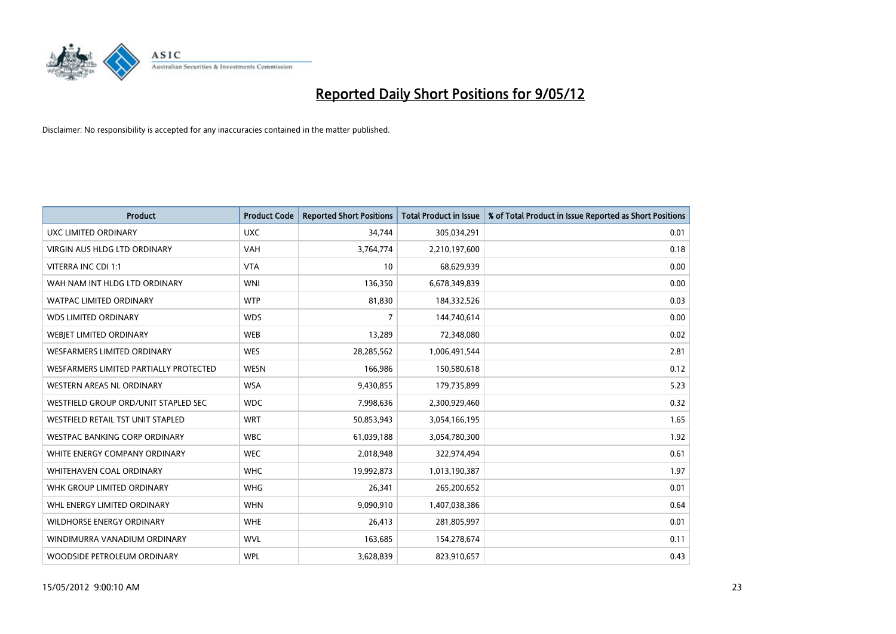# Reported Daily Short Positions for 9/05/12

Disclaimer: No responsibility is accepted for any inaccuracies contained in the matter published.

| Product | Product Code | Reported Short Positions | Total Product in Issue | % of Total Product in Issue Reported as Short Positions |
|---|---|---|---|---|
| UXC LIMITED ORDINARY | UXC | 34,744 | 305,034,291 | 0.01 |
| VIRGIN AUS HLDG LTD ORDINARY | VAH | 3,764,774 | 2,210,197,600 | 0.18 |
| VITERRA INC CDI 1:1 | VTA | 10 | 68,629,939 | 0.00 |
| WAH NAM INT HLDG LTD ORDINARY | WNI | 136,350 | 6,678,349,839 | 0.00 |
| WATPAC LIMITED ORDINARY | WTP | 81,830 | 184,332,526 | 0.03 |
| WDS LIMITED ORDINARY | WDS | 7 | 144,740,614 | 0.00 |
| WEBJET LIMITED ORDINARY | WEB | 13,289 | 72,348,080 | 0.02 |
| WESFARMERS LIMITED ORDINARY | WES | 28,285,562 | 1,006,491,544 | 2.81 |
| WESFARMERS LIMITED PARTIALLY PROTECTED | WESN | 166,986 | 150,580,618 | 0.12 |
| WESTERN AREAS NL ORDINARY | WSA | 9,430,855 | 179,735,899 | 5.23 |
| WESTFIELD GROUP ORD/UNIT STAPLED SEC | WDC | 7,998,636 | 2,300,929,460 | 0.32 |
| WESTFIELD RETAIL TST UNIT STAPLED | WRT | 50,853,943 | 3,054,166,195 | 1.65 |
| WESTPAC BANKING CORP ORDINARY | WBC | 61,039,188 | 3,054,780,300 | 1.92 |
| WHITE ENERGY COMPANY ORDINARY | WEC | 2,018,948 | 322,974,494 | 0.61 |
| WHITEHAVEN COAL ORDINARY | WHC | 19,992,873 | 1,013,190,387 | 1.97 |
| WHK GROUP LIMITED ORDINARY | WHG | 26,341 | 265,200,652 | 0.01 |
| WHL ENERGY LIMITED ORDINARY | WHN | 9,090,910 | 1,407,038,386 | 0.64 |
| WILDHORSE ENERGY ORDINARY | WHE | 26,413 | 281,805,997 | 0.01 |
| WINDIMURRA VANADIUM ORDINARY | WVL | 163,685 | 154,278,674 | 0.11 |
| WOODSIDE PETROLEUM ORDINARY | WPL | 3,628,839 | 823,910,657 | 0.43 |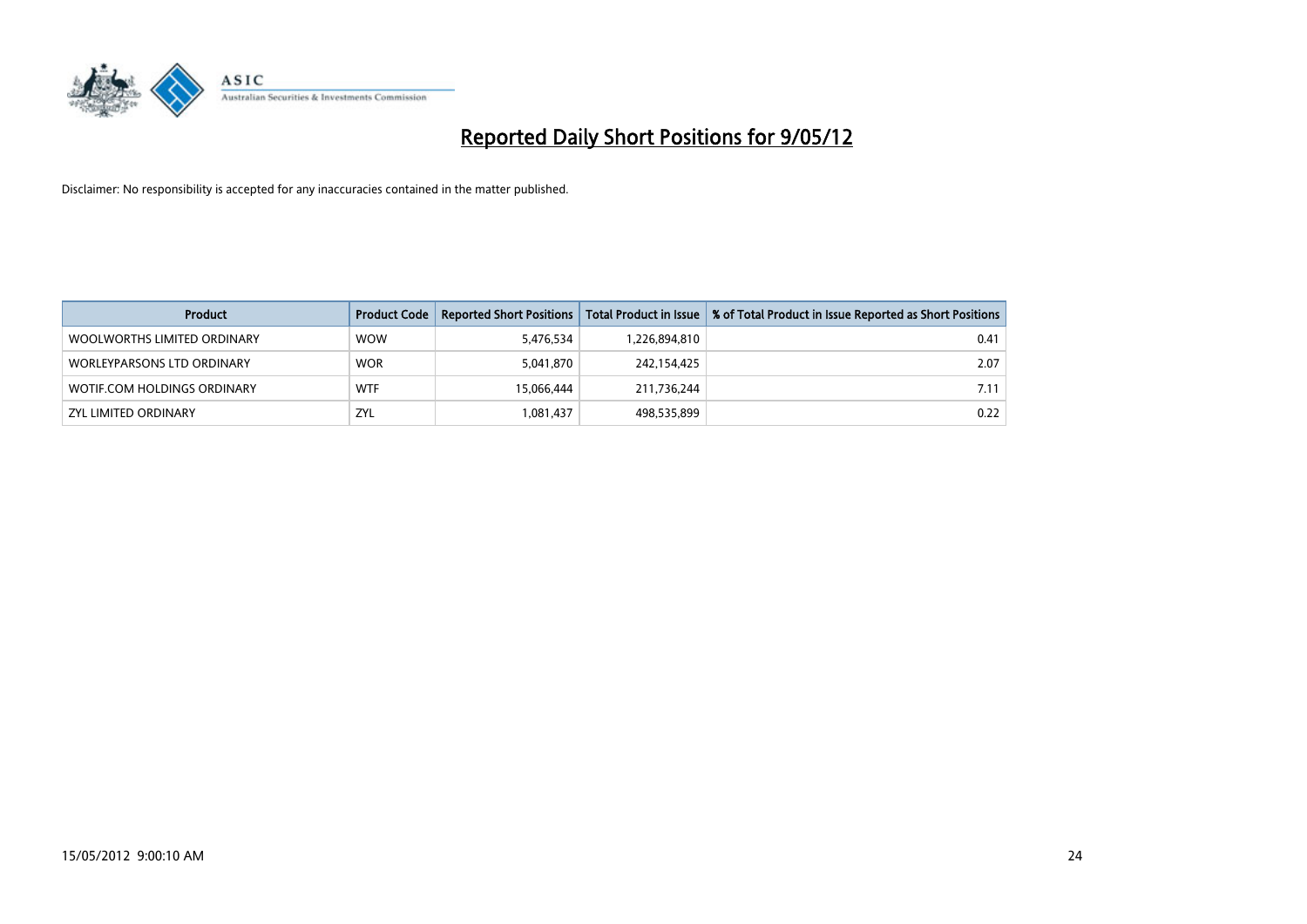# Reported Daily Short Positions for 9/05/12

Disclaimer: No responsibility is accepted for any inaccuracies contained in the matter published.

| Product | Product Code | Reported Short Positions | Total Product in Issue | % of Total Product in Issue Reported as Short Positions |
|---|---|---|---|---|
| WOOLWORTHS LIMITED ORDINARY | WOW | 5,476,534 | 1,226,894,810 | 0.41 |
| WORLEYPARSONS LTD ORDINARY | WOR | 5,041,870 | 242,154,425 | 2.07 |
| WOTIF.COM HOLDINGS ORDINARY | WTF | 15,066,444 | 211,736,244 | 7.11 |
| ZYL LIMITED ORDINARY | ZYL | 1,081,437 | 498,535,899 | 0.22 |

15/05/2012 9:00:10 AM